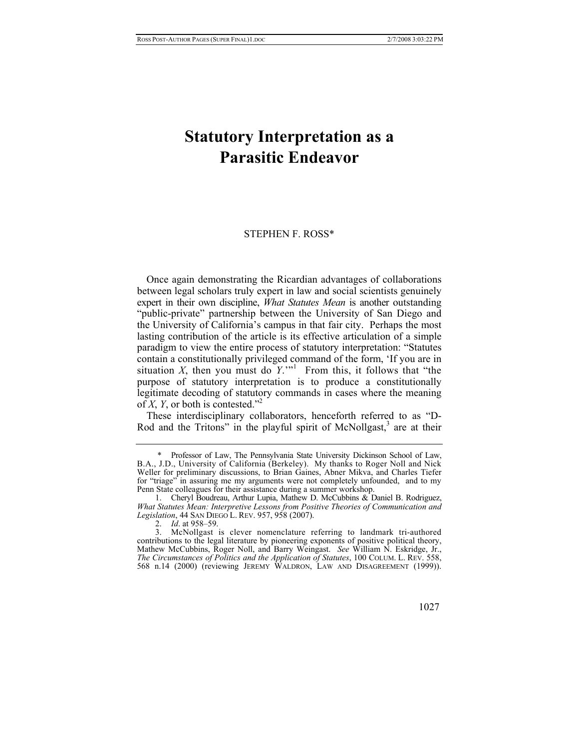# Statutory Interpretation as a Parasitic Endeavor

STEPHEN F. ROSS*

Once again demonstrating the Ricardian advantages of collaborations between legal scholars truly expert in law and social scientists genuinely expert in their own discipline, *What Statutes Mean* is another outstanding "public-private" partnership between the University of San Diego and the University of California's campus in that fair city. Perhaps the most lasting contribution of the article is its effective articulation of a simple paradigm to view the entire process of statutory interpretation: "Statutes contain a constitutionally privileged command of the form, 'If you are in situation *X*, then you must do *Y*.'"[1] From this, it follows that "the purpose of statutory interpretation is to produce a constitutionally legitimate decoding of statutory commands in cases where the meaning of *X*, *Y*, or both is contested."[2]

These interdisciplinary collaborators, henceforth referred to as "D-Rod and the Tritons" in the playful spirit of McNollgast,[3] are at their

---

\* Professor of Law, The Pennsylvania State University Dickinson School of Law, B.A., J.D., University of California (Berkeley). My thanks to Roger Noll and Nick Weller for preliminary discussions, to Brian Gaines, Abner Mikva, and Charles Tiefer for "triage" in assuring me my arguments were not completely unfounded, and to my Penn State colleagues for their assistance during a summer workshop.

1. Cheryl Boudreau, Arthur Lupia, Mathew D. McCubbins & Daniel B. Rodriguez, *What Statutes Mean: Interpretive Lessons from Positive Theories of Communication and Legislation*, 44 SAN DIEGO L. REV. 957, 958 (2007).

2. *Id*. at 958–59.

3. McNollgast is clever nomenclature referring to landmark tri-authored contributions to the legal literature by pioneering exponents of positive political theory, Mathew McCubbins, Roger Noll, and Barry Weingast. *See* William N. Eskridge, Jr., *The Circumstances of Politics and the Application of Statutes*, 100 COLUM. L. REV. 558, 568 n.14 (2000) (reviewing JEREMY WALDRON, LAW AND DISAGREEMENT (1999)).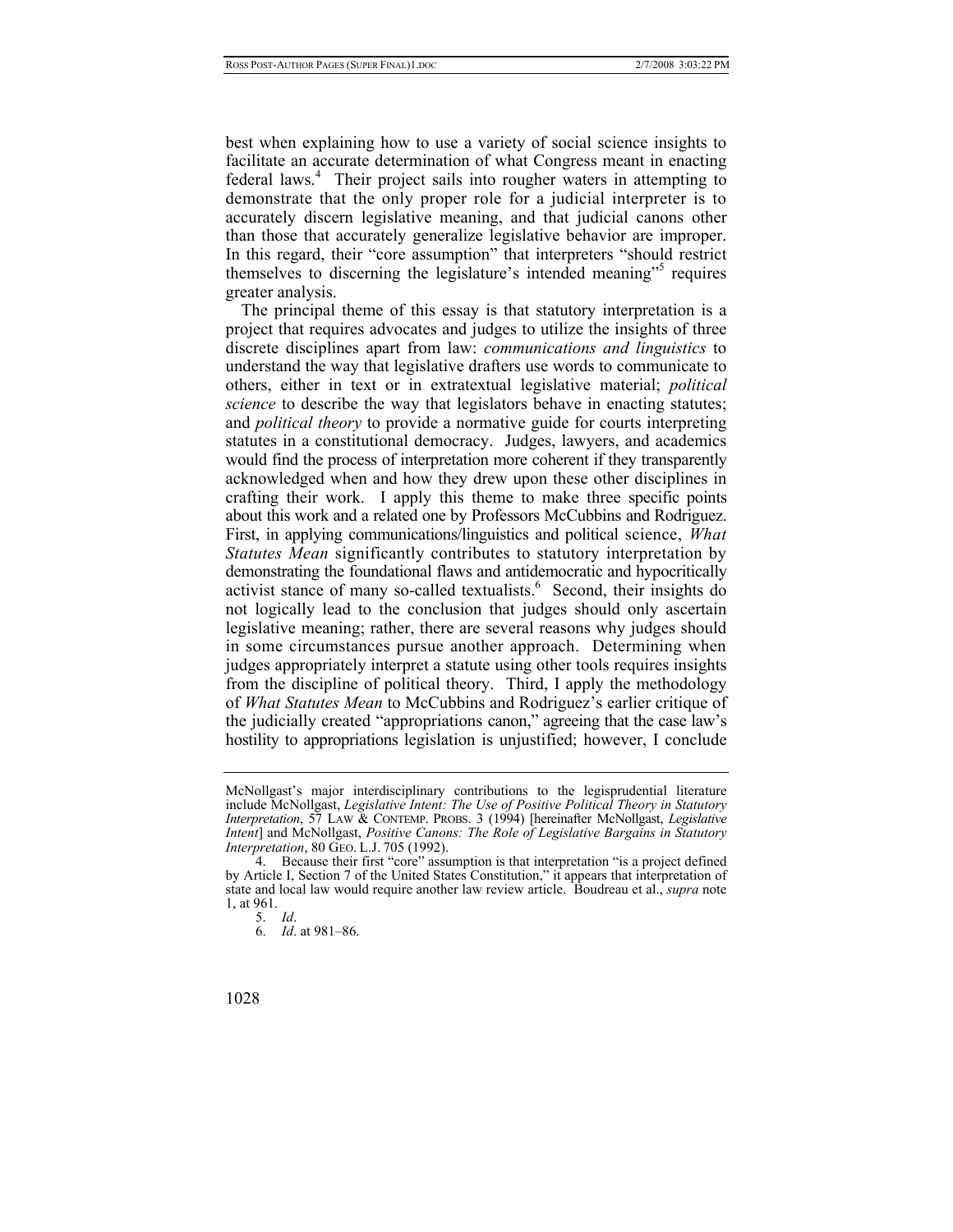best when explaining how to use a variety of social science insights to facilitate an accurate determination of what Congress meant in enacting federal laws.[4] Their project sails into rougher waters in attempting to demonstrate that the only proper role for a judicial interpreter is to accurately discern legislative meaning, and that judicial canons other than those that accurately generalize legislative behavior are improper. In this regard, their "core assumption" that interpreters "should restrict themselves to discerning the legislature's intended meaning"[5] requires greater analysis.

The principal theme of this essay is that statutory interpretation is a project that requires advocates and judges to utilize the insights of three discrete disciplines apart from law: *communications and linguistics* to understand the way that legislative drafters use words to communicate to others, either in text or in extratextual legislative material; *political science* to describe the way that legislators behave in enacting statutes; and *political theory* to provide a normative guide for courts interpreting statutes in a constitutional democracy. Judges, lawyers, and academics would find the process of interpretation more coherent if they transparently acknowledged when and how they drew upon these other disciplines in crafting their work. I apply this theme to make three specific points about this work and a related one by Professors McCubbins and Rodriguez. First, in applying communications/linguistics and political science, *What Statutes Mean* significantly contributes to statutory interpretation by demonstrating the foundational flaws and antidemocratic and hypocritically activist stance of many so-called textualists.[6] Second, their insights do not logically lead to the conclusion that judges should only ascertain legislative meaning; rather, there are several reasons why judges should in some circumstances pursue another approach. Determining when judges appropriately interpret a statute using other tools requires insights from the discipline of political theory. Third, I apply the methodology of *What Statutes Mean* to McCubbins and Rodriguez's earlier critique of the judicially created "appropriations canon," agreeing that the case law's hostility to appropriations legislation is unjustified; however, I conclude

---

McNollgast's major interdisciplinary contributions to the legisprudential literature include McNollgast, *Legislative Intent: The Use of Positive Political Theory in Statutory Interpretation*, 57 LAW & CONTEMP. PROBS. 3 (1994) [hereinafter McNollgast, *Legislative Intent*] and McNollgast, *Positive Canons: The Role of Legislative Bargains in Statutory Interpretation*, 80 GEO. L.J. 705 (1992).

4. Because their first "core" assumption is that interpretation "is a project defined by Article I, Section 7 of the United States Constitution," it appears that interpretation of state and local law would require another law review article. Boudreau et al., *supra* note 1, at 961.

5. *Id*.

6. *Id*. at 981–86.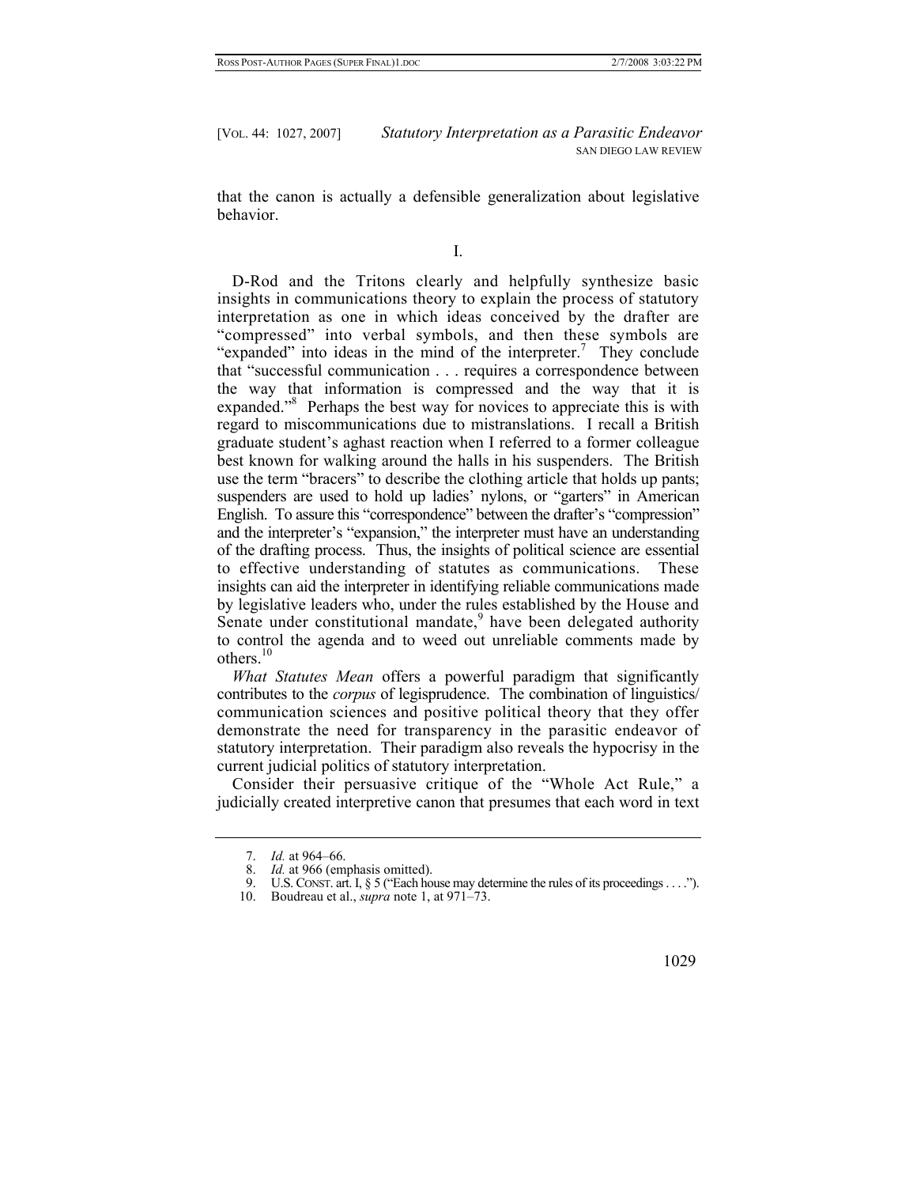that the canon is actually a defensible generalization about legislative behavior.

I.

D-Rod and the Tritons clearly and helpfully synthesize basic insights in communications theory to explain the process of statutory interpretation as one in which ideas conceived by the drafter are "compressed" into verbal symbols, and then these symbols are "expanded" into ideas in the mind of the interpreter.[7] They conclude that "successful communication . . . requires a correspondence between the way that information is compressed and the way that it is expanded."[8] Perhaps the best way for novices to appreciate this is with regard to miscommunications due to mistranslations. I recall a British graduate student's aghast reaction when I referred to a former colleague best known for walking around the halls in his suspenders. The British use the term "bracers" to describe the clothing article that holds up pants; suspenders are used to hold up ladies' nylons, or "garters" in American English. To assure this "correspondence" between the drafter's "compression" and the interpreter's "expansion," the interpreter must have an understanding of the drafting process. Thus, the insights of political science are essential to effective understanding of statutes as communications. These insights can aid the interpreter in identifying reliable communications made by legislative leaders who, under the rules established by the House and Senate under constitutional mandate,[9] have been delegated authority to control the agenda and to weed out unreliable comments made by others.[10]

*What Statutes Mean* offers a powerful paradigm that significantly contributes to the *corpus* of legisprudence. The combination of linguistics/communication sciences and positive political theory that they offer demonstrate the need for transparency in the parasitic endeavor of statutory interpretation. Their paradigm also reveals the hypocrisy in the current judicial politics of statutory interpretation.

Consider their persuasive critique of the "Whole Act Rule," a judicially created interpretive canon that presumes that each word in text

---

7. *Id.* at 964–66.
8. *Id.* at 966 (emphasis omitted).
9. U.S. CONST. art. I, § 5 ("Each house may determine the rules of its proceedings . . . .").
10. Boudreau et al., *supra* note 1, at 971–73.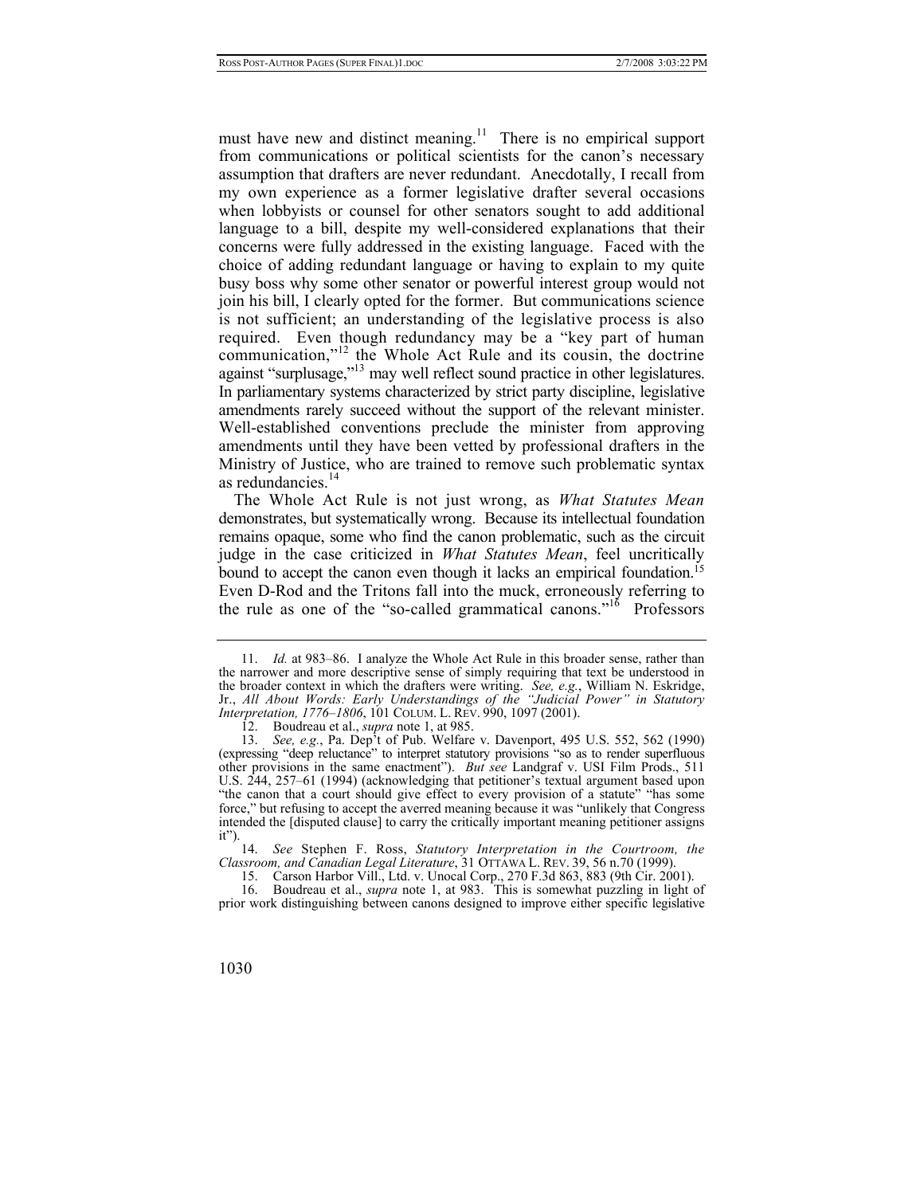must have new and distinct meaning.[11] There is no empirical support from communications or political scientists for the canon's necessary assumption that drafters are never redundant. Anecdotally, I recall from my own experience as a former legislative drafter several occasions when lobbyists or counsel for other senators sought to add additional language to a bill, despite my well-considered explanations that their concerns were fully addressed in the existing language. Faced with the choice of adding redundant language or having to explain to my quite busy boss why some other senator or powerful interest group would not join his bill, I clearly opted for the former. But communications science is not sufficient; an understanding of the legislative process is also required. Even though redundancy may be a "key part of human communication,"[12] the Whole Act Rule and its cousin, the doctrine against "surplusage,"[13] may well reflect sound practice in other legislatures. In parliamentary systems characterized by strict party discipline, legislative amendments rarely succeed without the support of the relevant minister. Well-established conventions preclude the minister from approving amendments until they have been vetted by professional drafters in the Ministry of Justice, who are trained to remove such problematic syntax as redundancies.[14]

The Whole Act Rule is not just wrong, as *What Statutes Mean* demonstrates, but systematically wrong. Because its intellectual foundation remains opaque, some who find the canon problematic, such as the circuit judge in the case criticized in *What Statutes Mean*, feel uncritically bound to accept the canon even though it lacks an empirical foundation.[15] Even D-Rod and the Tritons fall into the muck, erroneously referring to the rule as one of the "so-called grammatical canons."[16] Professors

---

11. *Id.* at 983–86. I analyze the Whole Act Rule in this broader sense, rather than the narrower and more descriptive sense of simply requiring that text be understood in the broader context in which the drafters were writing. *See, e.g.*, William N. Eskridge, Jr., *All About Words: Early Understandings of the "Judicial Power" in Statutory Interpretation, 1776–1806*, 101 COLUM. L. REV. 990, 1097 (2001).

12. Boudreau et al., *supra* note 1, at 985.

13. *See, e.g.*, Pa. Dep't of Pub. Welfare v. Davenport, 495 U.S. 552, 562 (1990) (expressing "deep reluctance" to interpret statutory provisions "so as to render superfluous other provisions in the same enactment"). *But see* Landgraf v. USI Film Prods., 511 U.S. 244, 257–61 (1994) (acknowledging that petitioner's textual argument based upon "the canon that a court should give effect to every provision of a statute" "has some force," but refusing to accept the averred meaning because it was "unlikely that Congress intended the [disputed clause] to carry the critically important meaning petitioner assigns it").

14. *See* Stephen F. Ross, *Statutory Interpretation in the Courtroom, the Classroom, and Canadian Legal Literature*, 31 OTTAWA L. REV. 39, 56 n.70 (1999).

15. Carson Harbor Vill., Ltd. v. Unocal Corp., 270 F.3d 863, 883 (9th Cir. 2001).

16. Boudreau et al., *supra* note 1, at 983. This is somewhat puzzling in light of prior work distinguishing between canons designed to improve either specific legislative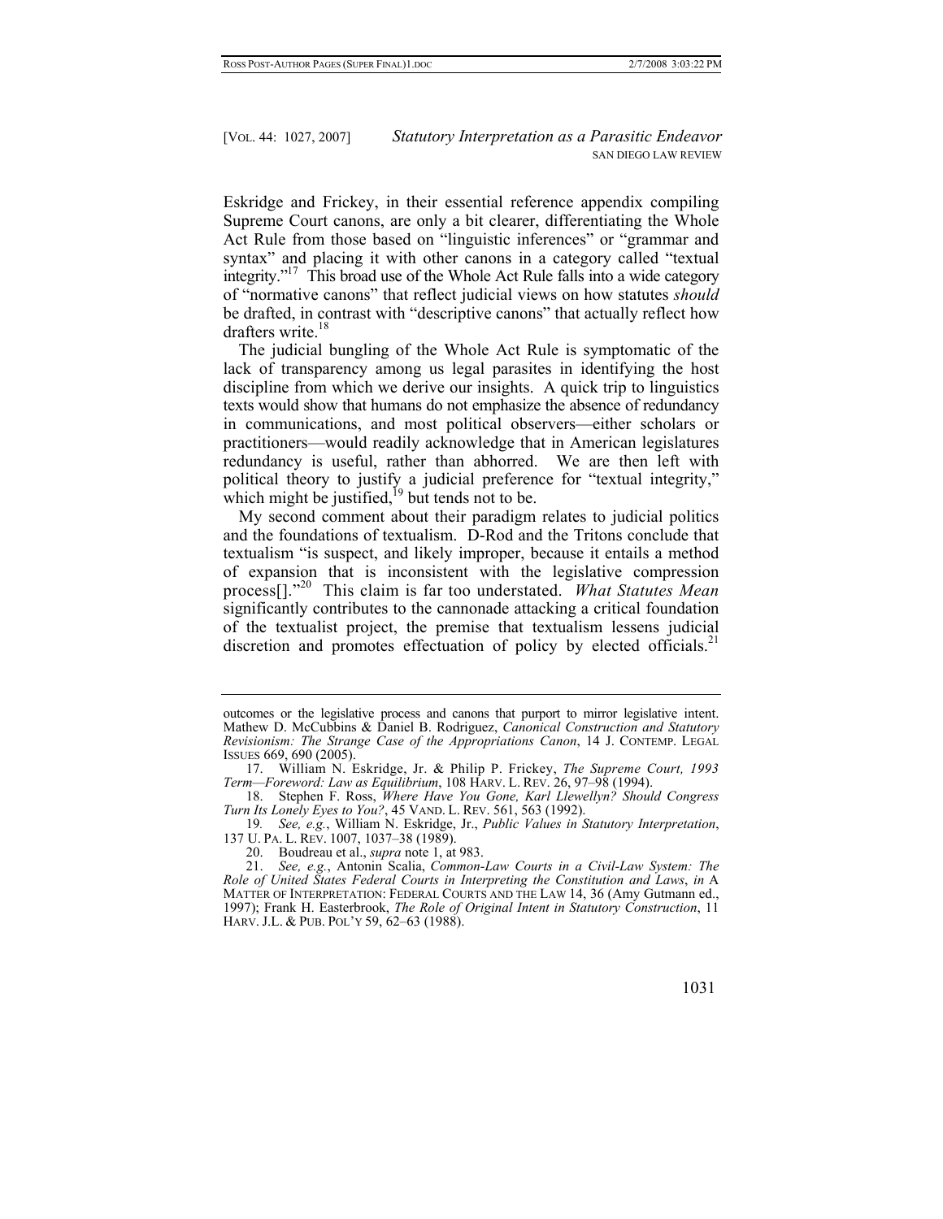Eskridge and Frickey, in their essential reference appendix compiling Supreme Court canons, are only a bit clearer, differentiating the Whole Act Rule from those based on "linguistic inferences" or "grammar and syntax" and placing it with other canons in a category called "textual integrity."[17] This broad use of the Whole Act Rule falls into a wide category of "normative canons" that reflect judicial views on how statutes *should* be drafted, in contrast with "descriptive canons" that actually reflect how drafters write.[18]

The judicial bungling of the Whole Act Rule is symptomatic of the lack of transparency among us legal parasites in identifying the host discipline from which we derive our insights. A quick trip to linguistics texts would show that humans do not emphasize the absence of redundancy in communications, and most political observers—either scholars or practitioners—would readily acknowledge that in American legislatures redundancy is useful, rather than abhorred. We are then left with political theory to justify a judicial preference for "textual integrity," which might be justified,[19] but tends not to be.

My second comment about their paradigm relates to judicial politics and the foundations of textualism. D-Rod and the Tritons conclude that textualism "is suspect, and likely improper, because it entails a method of expansion that is inconsistent with the legislative compression process[]."[20] This claim is far too understated. *What Statutes Mean* significantly contributes to the cannonade attacking a critical foundation of the textualist project, the premise that textualism lessens judicial discretion and promotes effectuation of policy by elected officials.[21]

---

outcomes or the legislative process and canons that purport to mirror legislative intent. Mathew D. McCubbins & Daniel B. Rodriguez, *Canonical Construction and Statutory Revisionism: The Strange Case of the Appropriations Canon*, 14 J. CONTEMP. LEGAL ISSUES 669, 690 (2005).

17. William N. Eskridge, Jr. & Philip P. Frickey, *The Supreme Court, 1993 Term—Foreword: Law as Equilibrium*, 108 HARV. L. REV. 26, 97–98 (1994).

18. Stephen F. Ross, *Where Have You Gone, Karl Llewellyn? Should Congress Turn Its Lonely Eyes to You?*, 45 VAND. L. REV. 561, 563 (1992).

19. *See, e.g.*, William N. Eskridge, Jr., *Public Values in Statutory Interpretation*, 137 U. PA. L. REV. 1007, 1037–38 (1989).

20. Boudreau et al., *supra* note 1, at 983.

21. *See, e.g.*, Antonin Scalia, *Common-Law Courts in a Civil-Law System: The Role of United States Federal Courts in Interpreting the Constitution and Laws*, *in* A MATTER OF INTERPRETATION: FEDERAL COURTS AND THE LAW 14, 36 (Amy Gutmann ed., 1997); Frank H. Easterbrook, *The Role of Original Intent in Statutory Construction*, 11 HARV. J.L. & PUB. POL'Y 59, 62–63 (1988).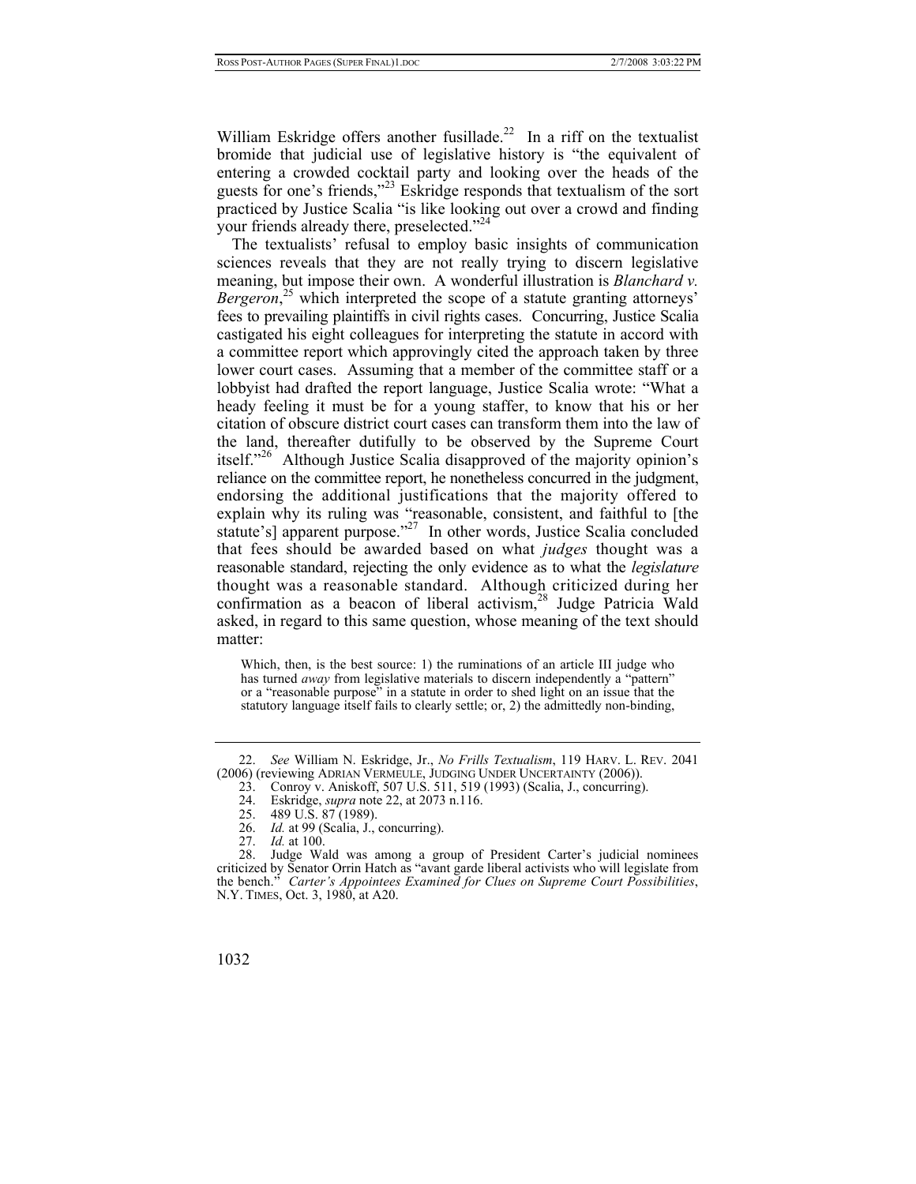William Eskridge offers another fusillade.[22] In a riff on the textualist bromide that judicial use of legislative history is "the equivalent of entering a crowded cocktail party and looking over the heads of the guests for one's friends,"[23] Eskridge responds that textualism of the sort practiced by Justice Scalia "is like looking out over a crowd and finding your friends already there, preselected."[24]

The textualists' refusal to employ basic insights of communication sciences reveals that they are not really trying to discern legislative meaning, but impose their own. A wonderful illustration is *Blanchard v. Bergeron*,[25] which interpreted the scope of a statute granting attorneys' fees to prevailing plaintiffs in civil rights cases. Concurring, Justice Scalia castigated his eight colleagues for interpreting the statute in accord with a committee report which approvingly cited the approach taken by three lower court cases. Assuming that a member of the committee staff or a lobbyist had drafted the report language, Justice Scalia wrote: "What a heady feeling it must be for a young staffer, to know that his or her citation of obscure district court cases can transform them into the law of the land, thereafter dutifully to be observed by the Supreme Court itself."[26] Although Justice Scalia disapproved of the majority opinion's reliance on the committee report, he nonetheless concurred in the judgment, endorsing the additional justifications that the majority offered to explain why its ruling was "reasonable, consistent, and faithful to [the statute's] apparent purpose."[27] In other words, Justice Scalia concluded that fees should be awarded based on what *judges* thought was a reasonable standard, rejecting the only evidence as to what the *legislature* thought was a reasonable standard. Although criticized during her confirmation as a beacon of liberal activism,[28] Judge Patricia Wald asked, in regard to this same question, whose meaning of the text should matter:

> Which, then, is the best source: 1) the ruminations of an article III judge who has turned *away* from legislative materials to discern independently a "pattern" or a "reasonable purpose" in a statute in order to shed light on an issue that the statutory language itself fails to clearly settle; or, 2) the admittedly non-binding,

---

22. *See* William N. Eskridge, Jr., *No Frills Textualism*, 119 HARV. L. REV. 2041 (2006) (reviewing ADRIAN VERMEULE, JUDGING UNDER UNCERTAINTY (2006)).

23. Conroy v. Aniskoff, 507 U.S. 511, 519 (1993) (Scalia, J., concurring).

24. Eskridge, *supra* note 22, at 2073 n.116.

25. 489 U.S. 87 (1989).

26. *Id.* at 99 (Scalia, J., concurring).

27. *Id.* at 100.

28. Judge Wald was among a group of President Carter's judicial nominees criticized by Senator Orrin Hatch as "avant garde liberal activists who will legislate from the bench." *Carter's Appointees Examined for Clues on Supreme Court Possibilities*, N.Y. TIMES, Oct. 3, 1980, at A20.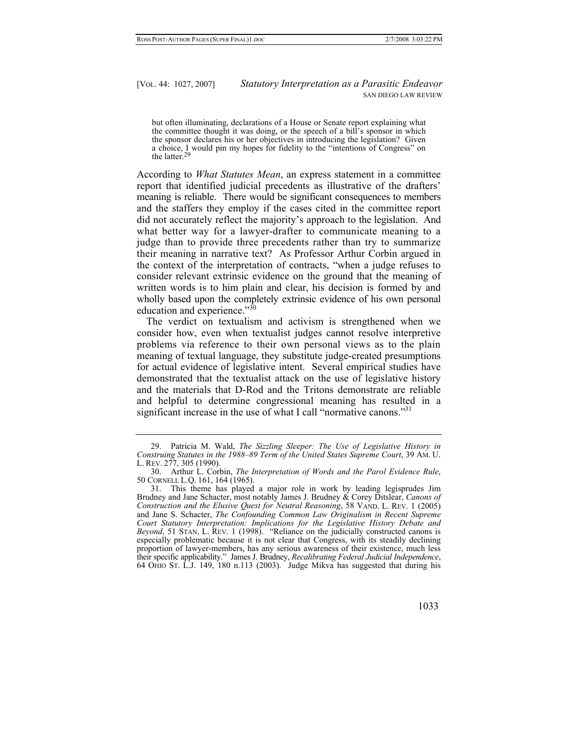> but often illuminating, declarations of a House or Senate report explaining what the committee thought it was doing, or the speech of a bill's sponsor in which the sponsor declares his or her objectives in introducing the legislation? Given a choice, I would pin my hopes for fidelity to the "intentions of Congress" on the latter.[29]

According to *What Statutes Mean*, an express statement in a committee report that identified judicial precedents as illustrative of the drafters' meaning is reliable. There would be significant consequences to members and the staffers they employ if the cases cited in the committee report did not accurately reflect the majority's approach to the legislation. And what better way for a lawyer-drafter to communicate meaning to a judge than to provide three precedents rather than try to summarize their meaning in narrative text? As Professor Arthur Corbin argued in the context of the interpretation of contracts, "when a judge refuses to consider relevant extrinsic evidence on the ground that the meaning of written words is to him plain and clear, his decision is formed by and wholly based upon the completely extrinsic evidence of his own personal education and experience."[30]

The verdict on textualism and activism is strengthened when we consider how, even when textualist judges cannot resolve interpretive problems via reference to their own personal views as to the plain meaning of textual language, they substitute judge-created presumptions for actual evidence of legislative intent. Several empirical studies have demonstrated that the textualist attack on the use of legislative history and the materials that D-Rod and the Tritons demonstrate are reliable and helpful to determine congressional meaning has resulted in a significant increase in the use of what I call "normative canons."[31]

---

29. Patricia M. Wald, *The Sizzling Sleeper: The Use of Legislative History in Construing Statutes in the 1988–89 Term of the United States Supreme Court*, 39 AM. U. L. REV. 277, 305 (1990).

30. Arthur L. Corbin, *The Interpretation of Words and the Parol Evidence Rule*, 50 CORNELL L.Q. 161, 164 (1965).

31. This theme has played a major role in work by leading legisprudes Jim Brudney and Jane Schacter, most notably James J. Brudney & Corey Ditslear, *Canons of Construction and the Elusive Quest for Neutral Reasoning*, 58 VAND. L. REV. 1 (2005) and Jane S. Schacter, *The Confounding Common Law Originalism in Recent Supreme Court Statutory Interpretation: Implications for the Legislative History Debate and Beyond*, 51 STAN. L. REV. 1 (1998). "Reliance on the judicially constructed canons is especially problematic because it is not clear that Congress, with its steadily declining proportion of lawyer-members, has any serious awareness of their existence, much less their specific applicability." James J. Brudney, *Recalibrating Federal Judicial Independence*, 64 OHIO ST. L.J. 149, 180 n.113 (2003). Judge Mikva has suggested that during his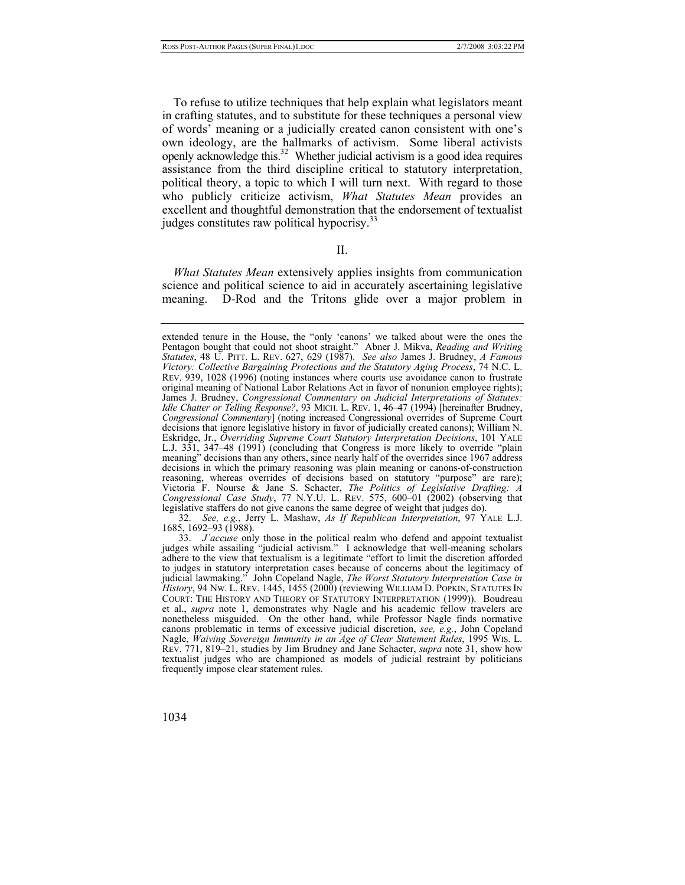To refuse to utilize techniques that help explain what legislators meant in crafting statutes, and to substitute for these techniques a personal view of words' meaning or a judicially created canon consistent with one's own ideology, are the hallmarks of activism. Some liberal activists openly acknowledge this.[32] Whether judicial activism is a good idea requires assistance from the third discipline critical to statutory interpretation, political theory, a topic to which I will turn next. With regard to those who publicly criticize activism, *What Statutes Mean* provides an excellent and thoughtful demonstration that the endorsement of textualist judges constitutes raw political hypocrisy.[33]

## II.

*What Statutes Mean* extensively applies insights from communication science and political science to aid in accurately ascertaining legislative meaning. D-Rod and the Tritons glide over a major problem in

---

extended tenure in the House, the "only 'canons' we talked about were the ones the Pentagon bought that could not shoot straight." Abner J. Mikva, *Reading and Writing Statutes*, 48 U. PITT. L. REV. 627, 629 (1987). *See also* James J. Brudney, *A Famous Victory: Collective Bargaining Protections and the Statutory Aging Process*, 74 N.C. L. REV. 939, 1028 (1996) (noting instances where courts use avoidance canon to frustrate original meaning of National Labor Relations Act in favor of nonunion employee rights); James J. Brudney, *Congressional Commentary on Judicial Interpretations of Statutes: Idle Chatter or Telling Response?*, 93 MICH. L. REV. 1, 46–47 (1994) [hereinafter Brudney, *Congressional Commentary*] (noting increased Congressional overrides of Supreme Court decisions that ignore legislative history in favor of judicially created canons); William N. Eskridge, Jr., *Overriding Supreme Court Statutory Interpretation Decisions*, 101 YALE L.J. 331, 347–48 (1991) (concluding that Congress is more likely to override "plain meaning" decisions than any others, since nearly half of the overrides since 1967 address decisions in which the primary reasoning was plain meaning or canons-of-construction reasoning, whereas overrides of decisions based on statutory "purpose" are rare); Victoria F. Nourse & Jane S. Schacter, *The Politics of Legislative Drafting: A Congressional Case Study*, 77 N.Y.U. L. REV. 575, 600–01 (2002) (observing that legislative staffers do not give canons the same degree of weight that judges do).

32. *See, e.g.*, Jerry L. Mashaw, *As If Republican Interpretation*, 97 YALE L.J. 1685, 1692–93 (1988).

33. *J'accuse* only those in the political realm who defend and appoint textualist judges while assailing "judicial activism." I acknowledge that well-meaning scholars adhere to the view that textualism is a legitimate "effort to limit the discretion afforded to judges in statutory interpretation cases because of concerns about the legitimacy of judicial lawmaking." John Copeland Nagle, *The Worst Statutory Interpretation Case in History*, 94 NW. L. REV. 1445, 1455 (2000) (reviewing WILLIAM D. POPKIN, STATUTES IN COURT: THE HISTORY AND THEORY OF STATUTORY INTERPRETATION (1999)). Boudreau et al., *supra* note 1, demonstrates why Nagle and his academic fellow travelers are nonetheless misguided. On the other hand, while Professor Nagle finds normative canons problematic in terms of excessive judicial discretion, *see, e.g.*, John Copeland Nagle, *Waiving Sovereign Immunity in an Age of Clear Statement Rules*, 1995 WIS. L. REV. 771, 819–21, studies by Jim Brudney and Jane Schacter, *supra* note 31, show how textualist judges who are championed as models of judicial restraint by politicians frequently impose clear statement rules.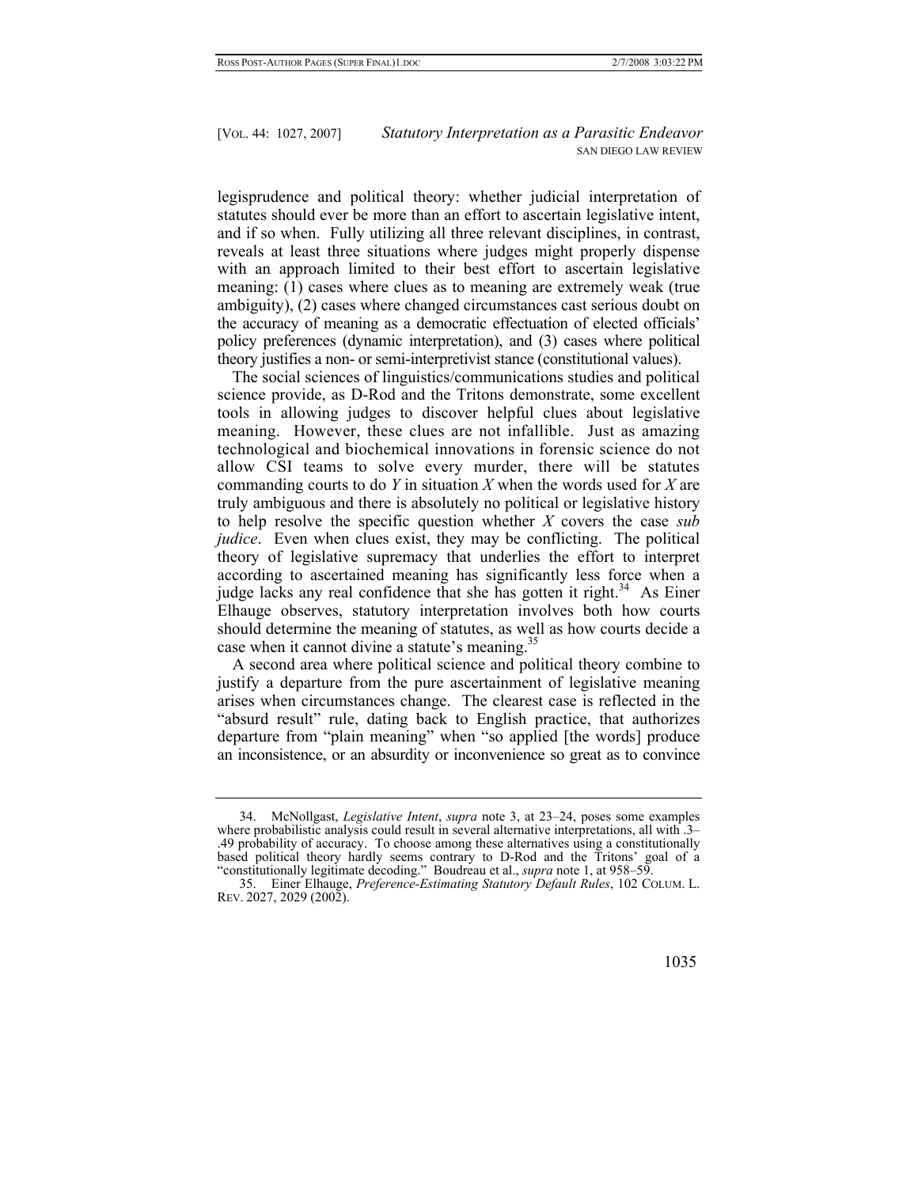legisprudence and political theory: whether judicial interpretation of statutes should ever be more than an effort to ascertain legislative intent, and if so when. Fully utilizing all three relevant disciplines, in contrast, reveals at least three situations where judges might properly dispense with an approach limited to their best effort to ascertain legislative meaning: (1) cases where clues as to meaning are extremely weak (true ambiguity), (2) cases where changed circumstances cast serious doubt on the accuracy of meaning as a democratic effectuation of elected officials' policy preferences (dynamic interpretation), and (3) cases where political theory justifies a non- or semi-interpretivist stance (constitutional values).

The social sciences of linguistics/communications studies and political science provide, as D-Rod and the Tritons demonstrate, some excellent tools in allowing judges to discover helpful clues about legislative meaning. However, these clues are not infallible. Just as amazing technological and biochemical innovations in forensic science do not allow CSI teams to solve every murder, there will be statutes commanding courts to do *Y* in situation *X* when the words used for *X* are truly ambiguous and there is absolutely no political or legislative history to help resolve the specific question whether *X* covers the case *sub judice*. Even when clues exist, they may be conflicting. The political theory of legislative supremacy that underlies the effort to interpret according to ascertained meaning has significantly less force when a judge lacks any real confidence that she has gotten it right.[34] As Einer Elhauge observes, statutory interpretation involves both how courts should determine the meaning of statutes, as well as how courts decide a case when it cannot divine a statute's meaning.[35]

A second area where political science and political theory combine to justify a departure from the pure ascertainment of legislative meaning arises when circumstances change. The clearest case is reflected in the "absurd result" rule, dating back to English practice, that authorizes departure from "plain meaning" when "so applied [the words] produce an inconsistence, or an absurdity or inconvenience so great as to convince

---

34. McNollgast, *Legislative Intent*, *supra* note 3, at 23–24, poses some examples where probabilistic analysis could result in several alternative interpretations, all with .3–.49 probability of accuracy. To choose among these alternatives using a constitutionally based political theory hardly seems contrary to D-Rod and the Tritons' goal of a "constitutionally legitimate decoding." Boudreau et al., *supra* note 1, at 958–59.

35. Einer Elhauge, *Preference-Estimating Statutory Default Rules*, 102 COLUM. L. REV. 2027, 2029 (2002).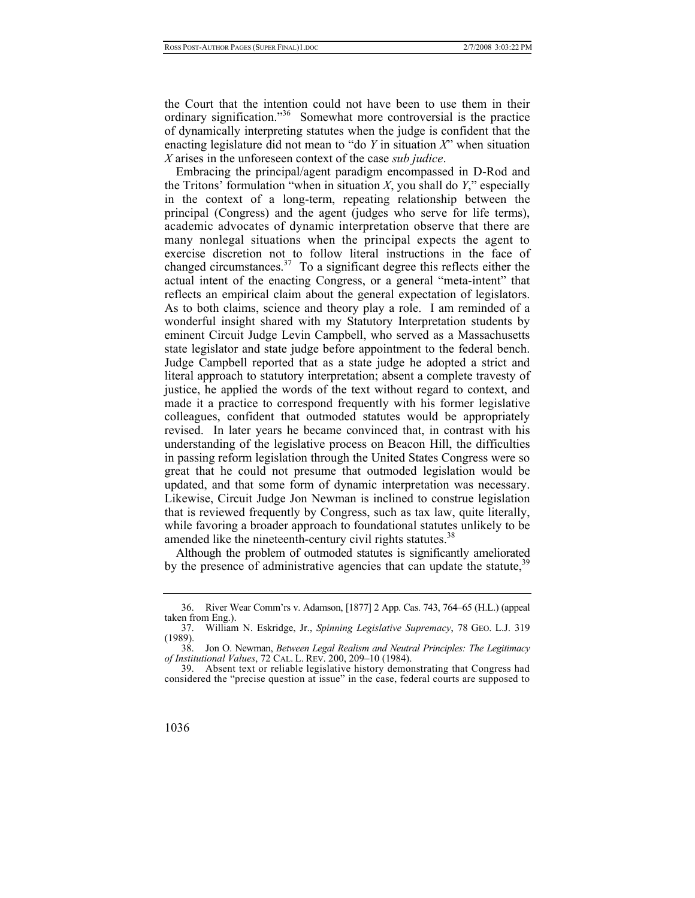the Court that the intention could not have been to use them in their ordinary signification."[36] Somewhat more controversial is the practice of dynamically interpreting statutes when the judge is confident that the enacting legislature did not mean to "do *Y* in situation *X*" when situation *X* arises in the unforeseen context of the case *sub judice*.

Embracing the principal/agent paradigm encompassed in D-Rod and the Tritons' formulation "when in situation *X*, you shall do *Y*," especially in the context of a long-term, repeating relationship between the principal (Congress) and the agent (judges who serve for life terms), academic advocates of dynamic interpretation observe that there are many nonlegal situations when the principal expects the agent to exercise discretion not to follow literal instructions in the face of changed circumstances.[37] To a significant degree this reflects either the actual intent of the enacting Congress, or a general "meta-intent" that reflects an empirical claim about the general expectation of legislators. As to both claims, science and theory play a role. I am reminded of a wonderful insight shared with my Statutory Interpretation students by eminent Circuit Judge Levin Campbell, who served as a Massachusetts state legislator and state judge before appointment to the federal bench. Judge Campbell reported that as a state judge he adopted a strict and literal approach to statutory interpretation; absent a complete travesty of justice, he applied the words of the text without regard to context, and made it a practice to correspond frequently with his former legislative colleagues, confident that outmoded statutes would be appropriately revised. In later years he became convinced that, in contrast with his understanding of the legislative process on Beacon Hill, the difficulties in passing reform legislation through the United States Congress were so great that he could not presume that outmoded legislation would be updated, and that some form of dynamic interpretation was necessary. Likewise, Circuit Judge Jon Newman is inclined to construe legislation that is reviewed frequently by Congress, such as tax law, quite literally, while favoring a broader approach to foundational statutes unlikely to be amended like the nineteenth-century civil rights statutes.[38]

Although the problem of outmoded statutes is significantly ameliorated by the presence of administrative agencies that can update the statute,[39]

---

36. River Wear Comm'rs v. Adamson, [1877] 2 App. Cas. 743, 764–65 (H.L.) (appeal taken from Eng.).

37. William N. Eskridge, Jr., *Spinning Legislative Supremacy*, 78 GEO. L.J. 319 (1989).

38. Jon O. Newman, *Between Legal Realism and Neutral Principles: The Legitimacy of Institutional Values*, 72 CAL. L. REV. 200, 209–10 (1984).

39. Absent text or reliable legislative history demonstrating that Congress had considered the "precise question at issue" in the case, federal courts are supposed to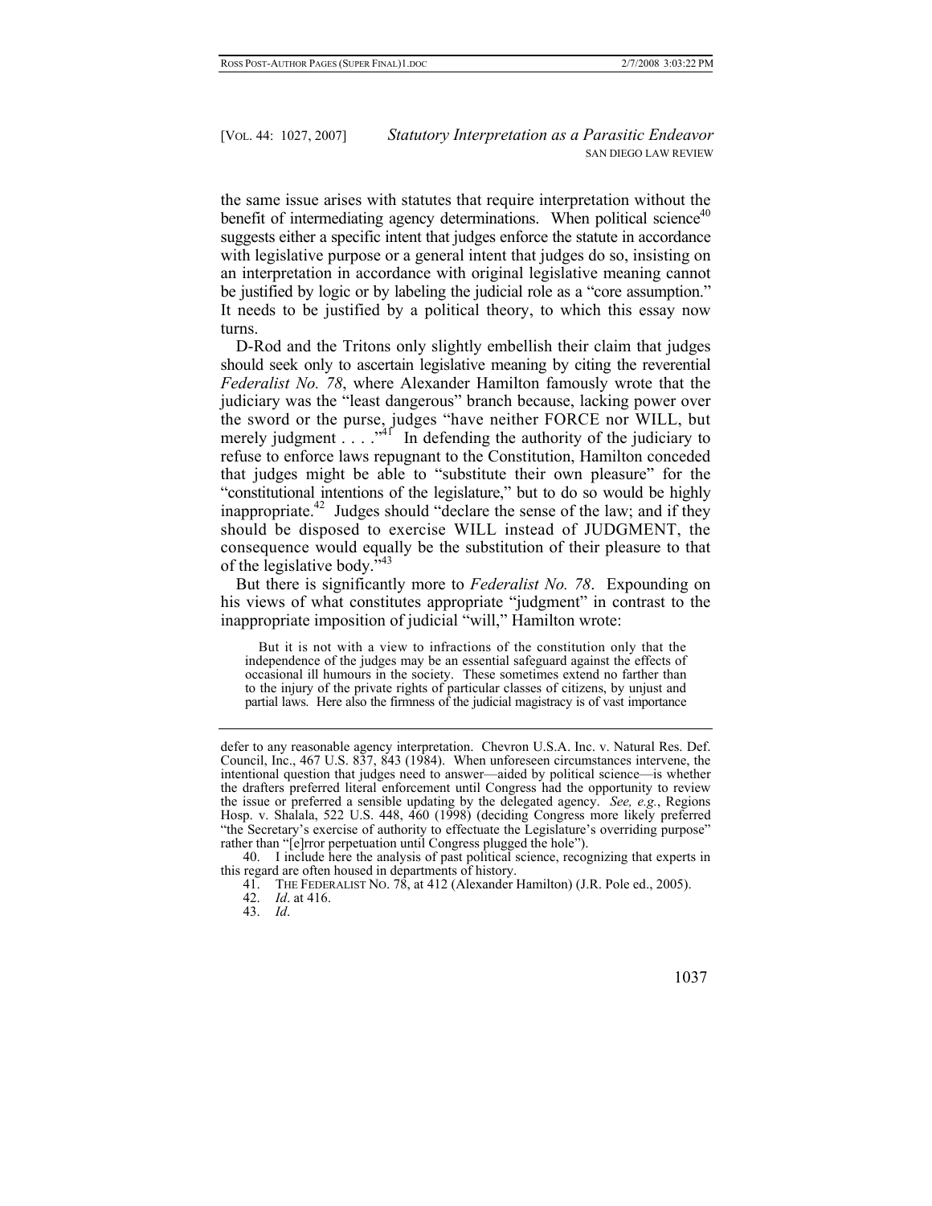the same issue arises with statutes that require interpretation without the benefit of intermediating agency determinations. When political science[40] suggests either a specific intent that judges enforce the statute in accordance with legislative purpose or a general intent that judges do so, insisting on an interpretation in accordance with original legislative meaning cannot be justified by logic or by labeling the judicial role as a "core assumption." It needs to be justified by a political theory, to which this essay now turns.

D-Rod and the Tritons only slightly embellish their claim that judges should seek only to ascertain legislative meaning by citing the reverential *Federalist No. 78*, where Alexander Hamilton famously wrote that the judiciary was the "least dangerous" branch because, lacking power over the sword or the purse, judges "have neither FORCE nor WILL, but merely judgment . . . ."[41] In defending the authority of the judiciary to refuse to enforce laws repugnant to the Constitution, Hamilton conceded that judges might be able to "substitute their own pleasure" for the "constitutional intentions of the legislature," but to do so would be highly inappropriate.[42] Judges should "declare the sense of the law; and if they should be disposed to exercise WILL instead of JUDGMENT, the consequence would equally be the substitution of their pleasure to that of the legislative body."[43]

But there is significantly more to *Federalist No. 78*. Expounding on his views of what constitutes appropriate "judgment" in contrast to the inappropriate imposition of judicial "will," Hamilton wrote:

> But it is not with a view to infractions of the constitution only that the independence of the judges may be an essential safeguard against the effects of occasional ill humours in the society. These sometimes extend no farther than to the injury of the private rights of particular classes of citizens, by unjust and partial laws. Here also the firmness of the judicial magistracy is of vast importance

---

defer to any reasonable agency interpretation. Chevron U.S.A. Inc. v. Natural Res. Def. Council, Inc., 467 U.S. 837, 843 (1984). When unforeseen circumstances intervene, the intentional question that judges need to answer—aided by political science—is whether the drafters preferred literal enforcement until Congress had the opportunity to review the issue or preferred a sensible updating by the delegated agency. *See, e.g.*, Regions Hosp. v. Shalala, 522 U.S. 448, 460 (1998) (deciding Congress more likely preferred "the Secretary's exercise of authority to effectuate the Legislature's overriding purpose" rather than "[e]rror perpetuation until Congress plugged the hole").

40. I include here the analysis of past political science, recognizing that experts in this regard are often housed in departments of history.

41. THE FEDERALIST NO. 78, at 412 (Alexander Hamilton) (J.R. Pole ed., 2005).

42. *Id*. at 416.

43. *Id*.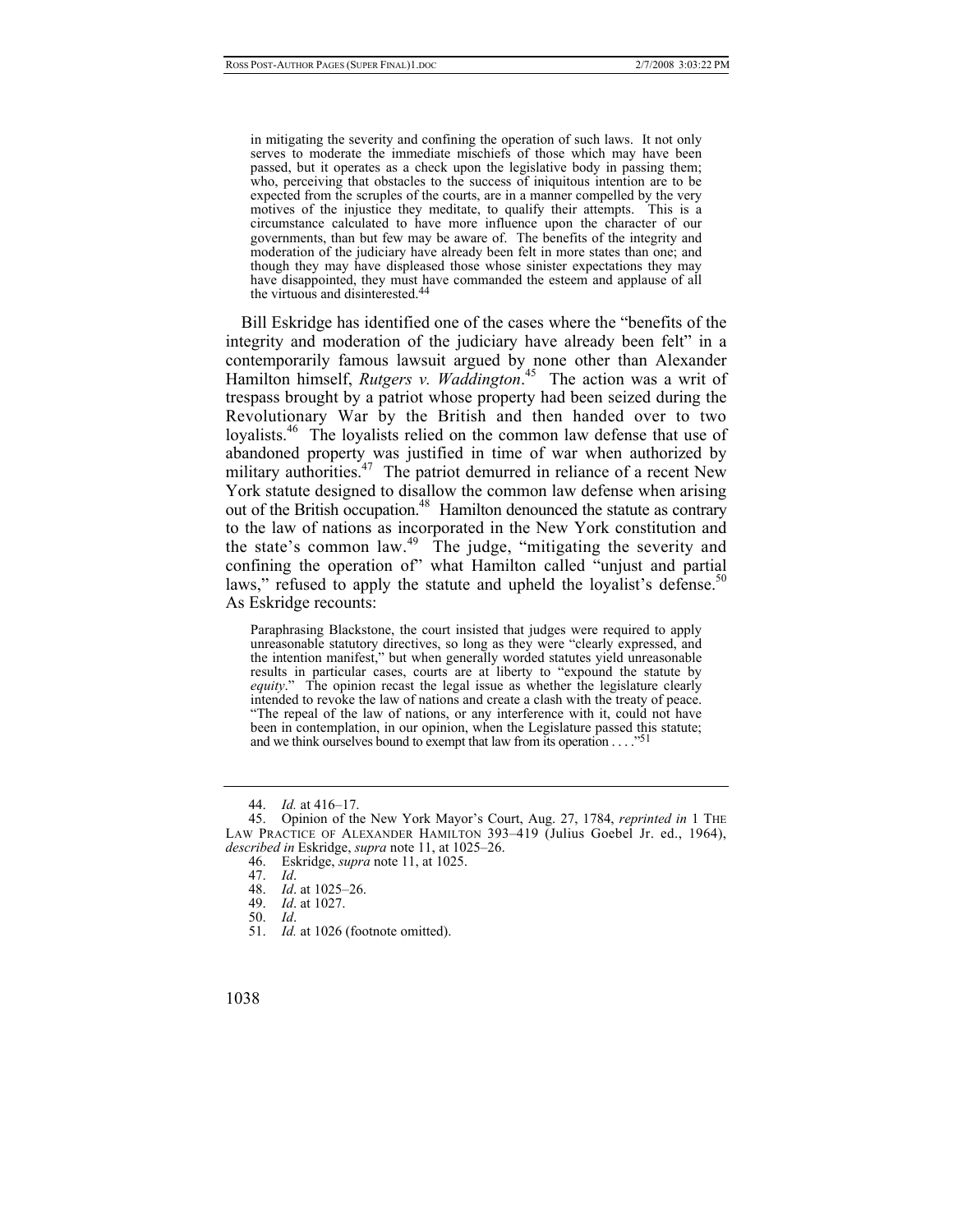> in mitigating the severity and confining the operation of such laws. It not only serves to moderate the immediate mischiefs of those which may have been passed, but it operates as a check upon the legislative body in passing them; who, perceiving that obstacles to the success of iniquitous intention are to be expected from the scruples of the courts, are in a manner compelled by the very motives of the injustice they meditate, to qualify their attempts. This is a circumstance calculated to have more influence upon the character of our governments, than but few may be aware of. The benefits of the integrity and moderation of the judiciary have already been felt in more states than one; and though they may have displeased those whose sinister expectations they may have disappointed, they must have commanded the esteem and applause of all the virtuous and disinterested.[44]

Bill Eskridge has identified one of the cases where the "benefits of the integrity and moderation of the judiciary have already been felt" in a contemporarily famous lawsuit argued by none other than Alexander Hamilton himself, *Rutgers v. Waddington*.[45] The action was a writ of trespass brought by a patriot whose property had been seized during the Revolutionary War by the British and then handed over to two loyalists.[46] The loyalists relied on the common law defense that use of abandoned property was justified in time of war when authorized by military authorities.[47] The patriot demurred in reliance of a recent New York statute designed to disallow the common law defense when arising out of the British occupation.[48] Hamilton denounced the statute as contrary to the law of nations as incorporated in the New York constitution and the state's common law.[49] The judge, "mitigating the severity and confining the operation of" what Hamilton called "unjust and partial laws," refused to apply the statute and upheld the loyalist's defense.[50] As Eskridge recounts:

> Paraphrasing Blackstone, the court insisted that judges were required to apply unreasonable statutory directives, so long as they were "clearly expressed, and the intention manifest," but when generally worded statutes yield unreasonable results in particular cases, courts are at liberty to "expound the statute by *equity*." The opinion recast the legal issue as whether the legislature clearly intended to revoke the law of nations and create a clash with the treaty of peace. "The repeal of the law of nations, or any interference with it, could not have been in contemplation, in our opinion, when the Legislature passed this statute; and we think ourselves bound to exempt that law from its operation . . . ."[51]

---

44. *Id.* at 416–17.
45. Opinion of the New York Mayor's Court, Aug. 27, 1784, *reprinted in* 1 THE LAW PRACTICE OF ALEXANDER HAMILTON 393–419 (Julius Goebel Jr. ed., 1964), *described in* Eskridge, *supra* note 11, at 1025–26.
46. Eskridge, *supra* note 11, at 1025.
47. *Id*.
48. *Id*. at 1025–26.
49. *Id*. at 1027.
50. *Id*.
51. *Id.* at 1026 (footnote omitted).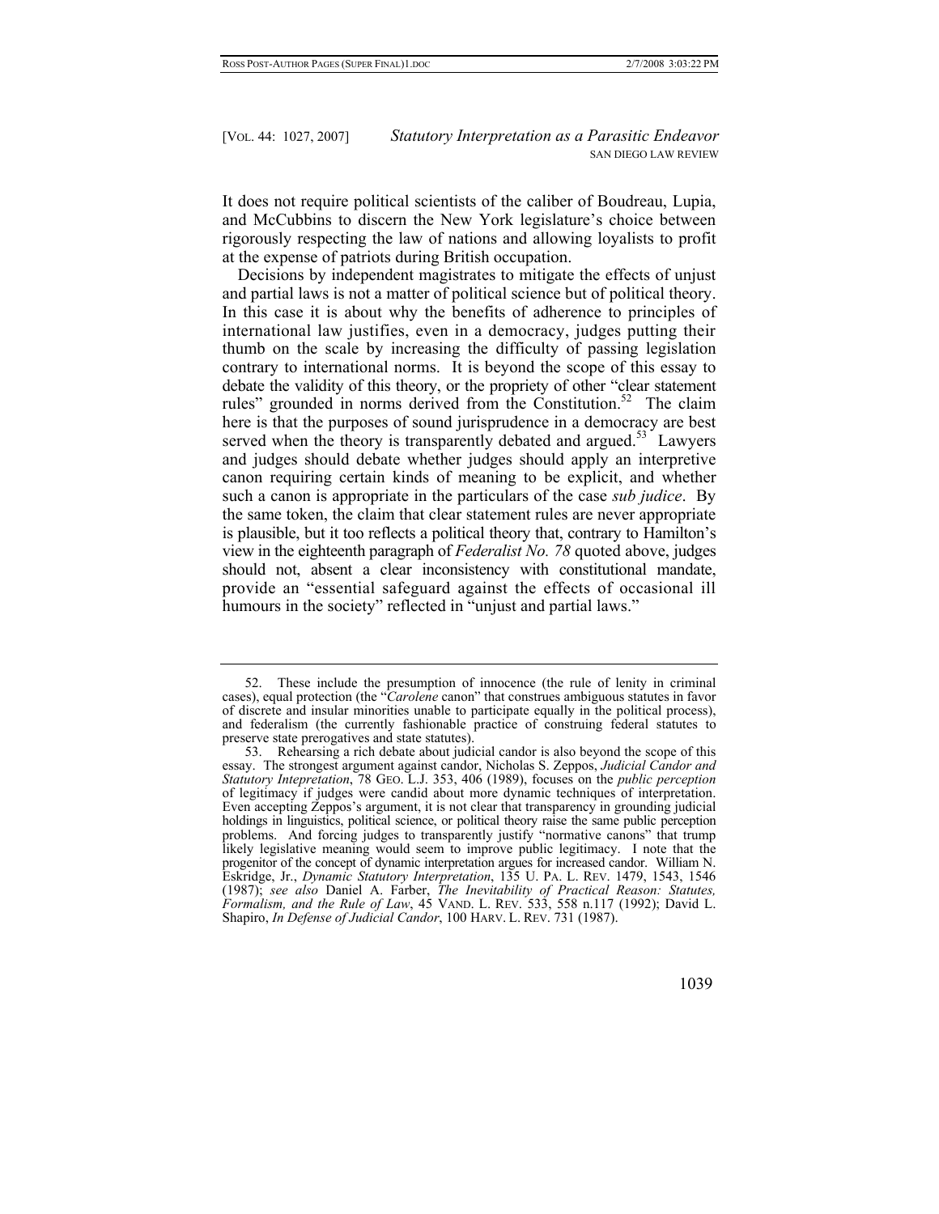It does not require political scientists of the caliber of Boudreau, Lupia, and McCubbins to discern the New York legislature's choice between rigorously respecting the law of nations and allowing loyalists to profit at the expense of patriots during British occupation.

Decisions by independent magistrates to mitigate the effects of unjust and partial laws is not a matter of political science but of political theory. In this case it is about why the benefits of adherence to principles of international law justifies, even in a democracy, judges putting their thumb on the scale by increasing the difficulty of passing legislation contrary to international norms. It is beyond the scope of this essay to debate the validity of this theory, or the propriety of other "clear statement rules" grounded in norms derived from the Constitution.[52] The claim here is that the purposes of sound jurisprudence in a democracy are best served when the theory is transparently debated and argued.[53] Lawyers and judges should debate whether judges should apply an interpretive canon requiring certain kinds of meaning to be explicit, and whether such a canon is appropriate in the particulars of the case *sub judice*. By the same token, the claim that clear statement rules are never appropriate is plausible, but it too reflects a political theory that, contrary to Hamilton's view in the eighteenth paragraph of *Federalist No. 78* quoted above, judges should not, absent a clear inconsistency with constitutional mandate, provide an "essential safeguard against the effects of occasional ill humours in the society" reflected in "unjust and partial laws."

---

52. These include the presumption of innocence (the rule of lenity in criminal cases), equal protection (the "*Carolene* canon" that construes ambiguous statutes in favor of discrete and insular minorities unable to participate equally in the political process), and federalism (the currently fashionable practice of construing federal statutes to preserve state prerogatives and state statutes).

53. Rehearsing a rich debate about judicial candor is also beyond the scope of this essay. The strongest argument against candor, Nicholas S. Zeppos, *Judicial Candor and Statutory Intepretation*, 78 GEO. L.J. 353, 406 (1989), focuses on the *public perception* of legitimacy if judges were candid about more dynamic techniques of interpretation. Even accepting Zeppos's argument, it is not clear that transparency in grounding judicial holdings in linguistics, political science, or political theory raise the same public perception problems. And forcing judges to transparently justify "normative canons" that trump likely legislative meaning would seem to improve public legitimacy. I note that the progenitor of the concept of dynamic interpretation argues for increased candor. William N. Eskridge, Jr., *Dynamic Statutory Interpretation*, 135 U. PA. L. REV. 1479, 1543, 1546 (1987); *see also* Daniel A. Farber, *The Inevitability of Practical Reason: Statutes, Formalism, and the Rule of Law*, 45 VAND. L. REV. 533, 558 n.117 (1992); David L. Shapiro, *In Defense of Judicial Candor*, 100 HARV. L. REV. 731 (1987).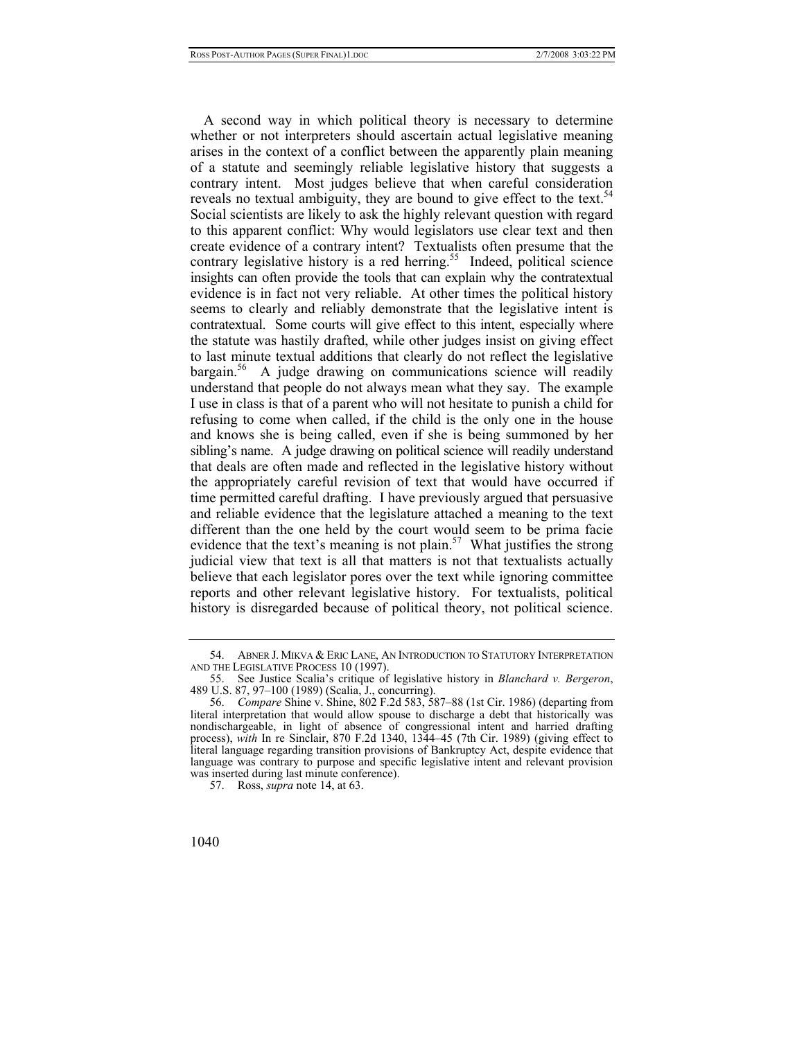A second way in which political theory is necessary to determine whether or not interpreters should ascertain actual legislative meaning arises in the context of a conflict between the apparently plain meaning of a statute and seemingly reliable legislative history that suggests a contrary intent. Most judges believe that when careful consideration reveals no textual ambiguity, they are bound to give effect to the text.[54] Social scientists are likely to ask the highly relevant question with regard to this apparent conflict: Why would legislators use clear text and then create evidence of a contrary intent? Textualists often presume that the contrary legislative history is a red herring.[55] Indeed, political science insights can often provide the tools that can explain why the contratextual evidence is in fact not very reliable. At other times the political history seems to clearly and reliably demonstrate that the legislative intent is contratextual. Some courts will give effect to this intent, especially where the statute was hastily drafted, while other judges insist on giving effect to last minute textual additions that clearly do not reflect the legislative bargain.[56] A judge drawing on communications science will readily understand that people do not always mean what they say. The example I use in class is that of a parent who will not hesitate to punish a child for refusing to come when called, if the child is the only one in the house and knows she is being called, even if she is being summoned by her sibling's name. A judge drawing on political science will readily understand that deals are often made and reflected in the legislative history without the appropriately careful revision of text that would have occurred if time permitted careful drafting. I have previously argued that persuasive and reliable evidence that the legislature attached a meaning to the text different than the one held by the court would seem to be prima facie evidence that the text's meaning is not plain.[57] What justifies the strong judicial view that text is all that matters is not that textualists actually believe that each legislator pores over the text while ignoring committee reports and other relevant legislative history. For textualists, political history is disregarded because of political theory, not political science.

---

54. ABNER J. MIKVA & ERIC LANE, AN INTRODUCTION TO STATUTORY INTERPRETATION AND THE LEGISLATIVE PROCESS 10 (1997).

55. See Justice Scalia's critique of legislative history in *Blanchard v. Bergeron*, 489 U.S. 87, 97–100 (1989) (Scalia, J., concurring).

56. *Compare* Shine v. Shine, 802 F.2d 583, 587–88 (1st Cir. 1986) (departing from literal interpretation that would allow spouse to discharge a debt that historically was nondischargeable, in light of absence of congressional intent and harried drafting process), *with* In re Sinclair, 870 F.2d 1340, 1344–45 (7th Cir. 1989) (giving effect to literal language regarding transition provisions of Bankruptcy Act, despite evidence that language was contrary to purpose and specific legislative intent and relevant provision was inserted during last minute conference).

57. Ross, *supra* note 14, at 63.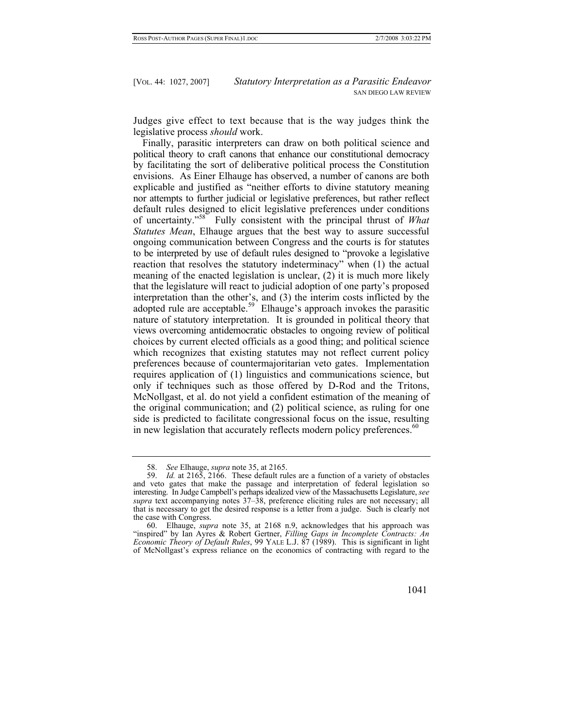Judges give effect to text because that is the way judges think the legislative process *should* work.

Finally, parasitic interpreters can draw on both political science and political theory to craft canons that enhance our constitutional democracy by facilitating the sort of deliberative political process the Constitution envisions. As Einer Elhauge has observed, a number of canons are both explicable and justified as "neither efforts to divine statutory meaning nor attempts to further judicial or legislative preferences, but rather reflect default rules designed to elicit legislative preferences under conditions of uncertainty."[58] Fully consistent with the principal thrust of *What Statutes Mean*, Elhauge argues that the best way to assure successful ongoing communication between Congress and the courts is for statutes to be interpreted by use of default rules designed to "provoke a legislative reaction that resolves the statutory indeterminacy" when (1) the actual meaning of the enacted legislation is unclear, (2) it is much more likely that the legislature will react to judicial adoption of one party's proposed interpretation than the other's, and (3) the interim costs inflicted by the adopted rule are acceptable.[59] Elhauge's approach invokes the parasitic nature of statutory interpretation. It is grounded in political theory that views overcoming antidemocratic obstacles to ongoing review of political choices by current elected officials as a good thing; and political science which recognizes that existing statutes may not reflect current policy preferences because of countermajoritarian veto gates. Implementation requires application of (1) linguistics and communications science, but only if techniques such as those offered by D-Rod and the Tritons, McNollgast, et al. do not yield a confident estimation of the meaning of the original communication; and (2) political science, as ruling for one side is predicted to facilitate congressional focus on the issue, resulting in new legislation that accurately reflects modern policy preferences.[60]

---

58. *See* Elhauge, *supra* note 35, at 2165.

59. *Id.* at 2165, 2166. These default rules are a function of a variety of obstacles and veto gates that make the passage and interpretation of federal legislation so interesting. In Judge Campbell's perhaps idealized view of the Massachusetts Legislature, *see supra* text accompanying notes 37–38, preference eliciting rules are not necessary; all that is necessary to get the desired response is a letter from a judge. Such is clearly not the case with Congress.

60. Elhauge, *supra* note 35, at 2168 n.9, acknowledges that his approach was "inspired" by Ian Ayres & Robert Gertner, *Filling Gaps in Incomplete Contracts: An Economic Theory of Default Rules*, 99 YALE L.J. 87 (1989). This is significant in light of McNollgast's express reliance on the economics of contracting with regard to the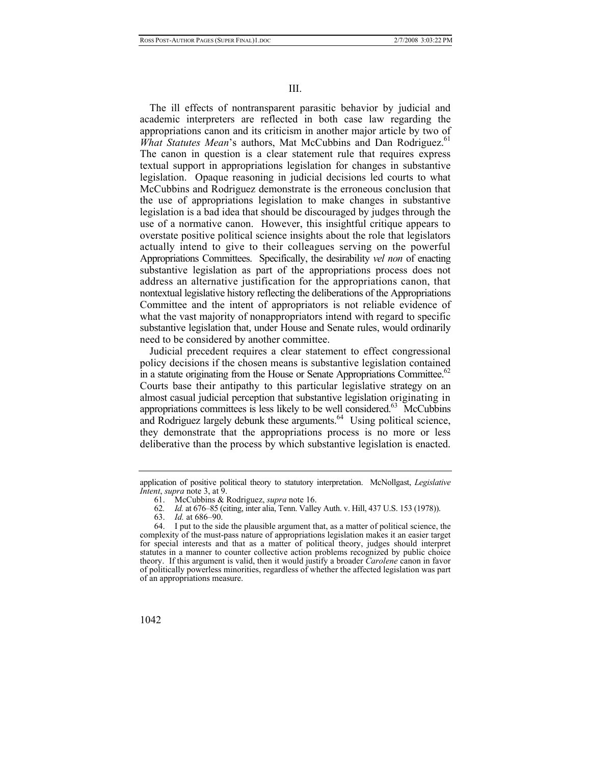## III.

The ill effects of nontransparent parasitic behavior by judicial and academic interpreters are reflected in both case law regarding the appropriations canon and its criticism in another major article by two of *What Statutes Mean*'s authors, Mat McCubbins and Dan Rodriguez.[61] The canon in question is a clear statement rule that requires express textual support in appropriations legislation for changes in substantive legislation. Opaque reasoning in judicial decisions led courts to what McCubbins and Rodriguez demonstrate is the erroneous conclusion that the use of appropriations legislation to make changes in substantive legislation is a bad idea that should be discouraged by judges through the use of a normative canon. However, this insightful critique appears to overstate positive political science insights about the role that legislators actually intend to give to their colleagues serving on the powerful Appropriations Committees. Specifically, the desirability *vel non* of enacting substantive legislation as part of the appropriations process does not address an alternative justification for the appropriations canon, that nontextual legislative history reflecting the deliberations of the Appropriations Committee and the intent of appropriators is not reliable evidence of what the vast majority of nonappropriators intend with regard to specific substantive legislation that, under House and Senate rules, would ordinarily need to be considered by another committee.

Judicial precedent requires a clear statement to effect congressional policy decisions if the chosen means is substantive legislation contained in a statute originating from the House or Senate Appropriations Committee.[62] Courts base their antipathy to this particular legislative strategy on an almost casual judicial perception that substantive legislation originating in appropriations committees is less likely to be well considered.[63] McCubbins and Rodriguez largely debunk these arguments.[64] Using political science, they demonstrate that the appropriations process is no more or less deliberative than the process by which substantive legislation is enacted.

---

application of positive political theory to statutory interpretation. McNollgast, *Legislative Intent*, *supra* note 3, at 9.

61. McCubbins & Rodriguez, *supra* note 16.

62. *Id.* at 676–85 (citing, inter alia, Tenn. Valley Auth. v. Hill, 437 U.S. 153 (1978)).

63. *Id.* at 686–90.

64. I put to the side the plausible argument that, as a matter of political science, the complexity of the must-pass nature of appropriations legislation makes it an easier target for special interests and that as a matter of political theory, judges should interpret statutes in a manner to counter collective action problems recognized by public choice theory. If this argument is valid, then it would justify a broader *Carolene* canon in favor of politically powerless minorities, regardless of whether the affected legislation was part of an appropriations measure.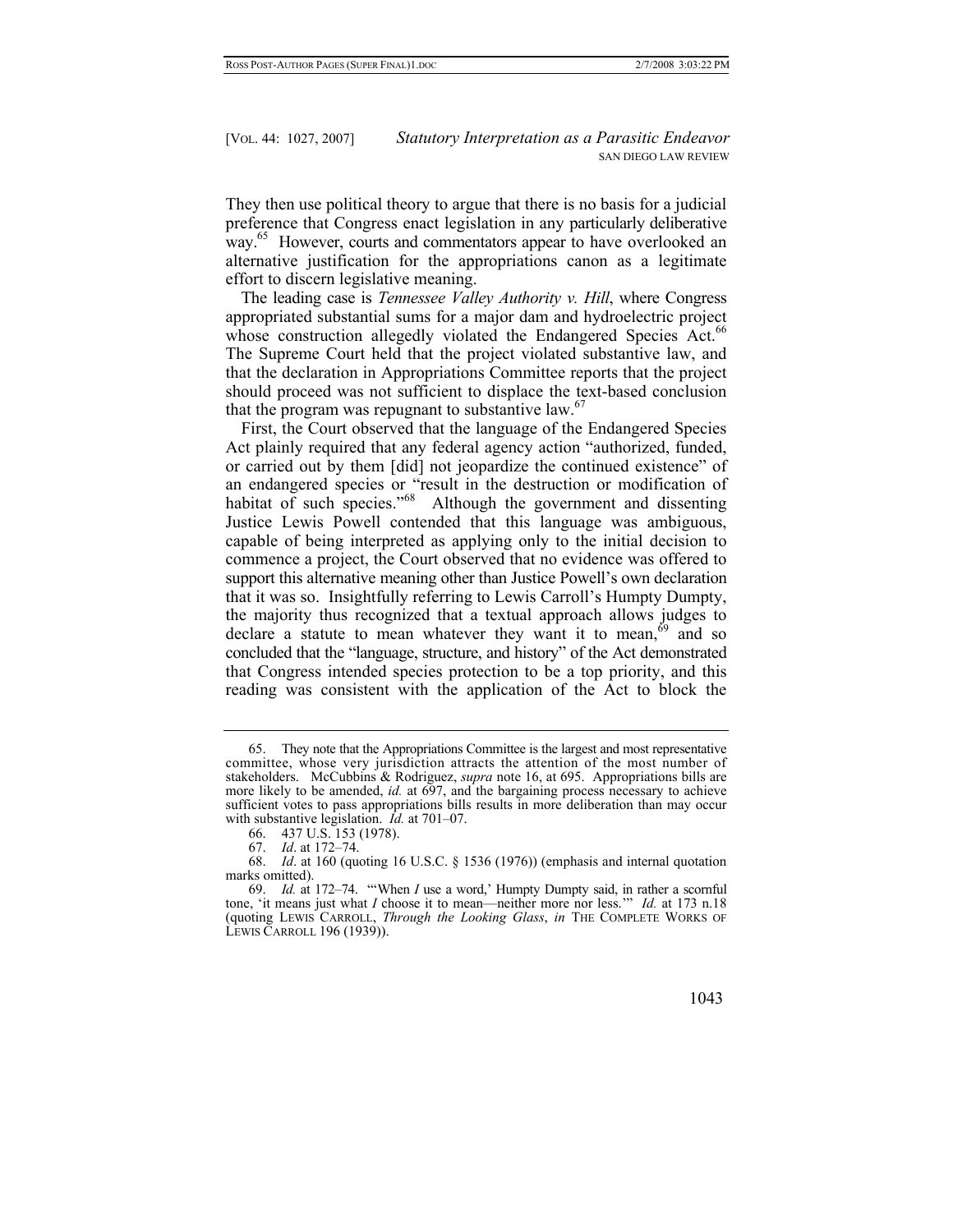They then use political theory to argue that there is no basis for a judicial preference that Congress enact legislation in any particularly deliberative way.[65] However, courts and commentators appear to have overlooked an alternative justification for the appropriations canon as a legitimate effort to discern legislative meaning.

The leading case is *Tennessee Valley Authority v. Hill*, where Congress appropriated substantial sums for a major dam and hydroelectric project whose construction allegedly violated the Endangered Species Act.[66] The Supreme Court held that the project violated substantive law, and that the declaration in Appropriations Committee reports that the project should proceed was not sufficient to displace the text-based conclusion that the program was repugnant to substantive law.[67]

First, the Court observed that the language of the Endangered Species Act plainly required that any federal agency action "authorized, funded, or carried out by them [did] not jeopardize the continued existence" of an endangered species or "result in the destruction or modification of habitat of such species."[68] Although the government and dissenting Justice Lewis Powell contended that this language was ambiguous, capable of being interpreted as applying only to the initial decision to commence a project, the Court observed that no evidence was offered to support this alternative meaning other than Justice Powell's own declaration that it was so. Insightfully referring to Lewis Carroll's Humpty Dumpty, the majority thus recognized that a textual approach allows judges to declare a statute to mean whatever they want it to mean,[69] and so concluded that the "language, structure, and history" of the Act demonstrated that Congress intended species protection to be a top priority, and this reading was consistent with the application of the Act to block the

---

65. They note that the Appropriations Committee is the largest and most representative committee, whose very jurisdiction attracts the attention of the most number of stakeholders. McCubbins & Rodriguez, *supra* note 16, at 695. Appropriations bills are more likely to be amended, *id.* at 697, and the bargaining process necessary to achieve sufficient votes to pass appropriations bills results in more deliberation than may occur with substantive legislation. *Id.* at 701–07.

66. 437 U.S. 153 (1978).

67. *Id*. at 172–74.

68. *Id*. at 160 (quoting 16 U.S.C. § 1536 (1976)) (emphasis and internal quotation marks omitted).

69. *Id.* at 172–74. "'When *I* use a word,' Humpty Dumpty said, in rather a scornful tone, 'it means just what *I* choose it to mean—neither more nor less.'" *Id.* at 173 n.18 (quoting LEWIS CARROLL, *Through the Looking Glass*, *in* THE COMPLETE WORKS OF LEWIS CARROLL 196 (1939)).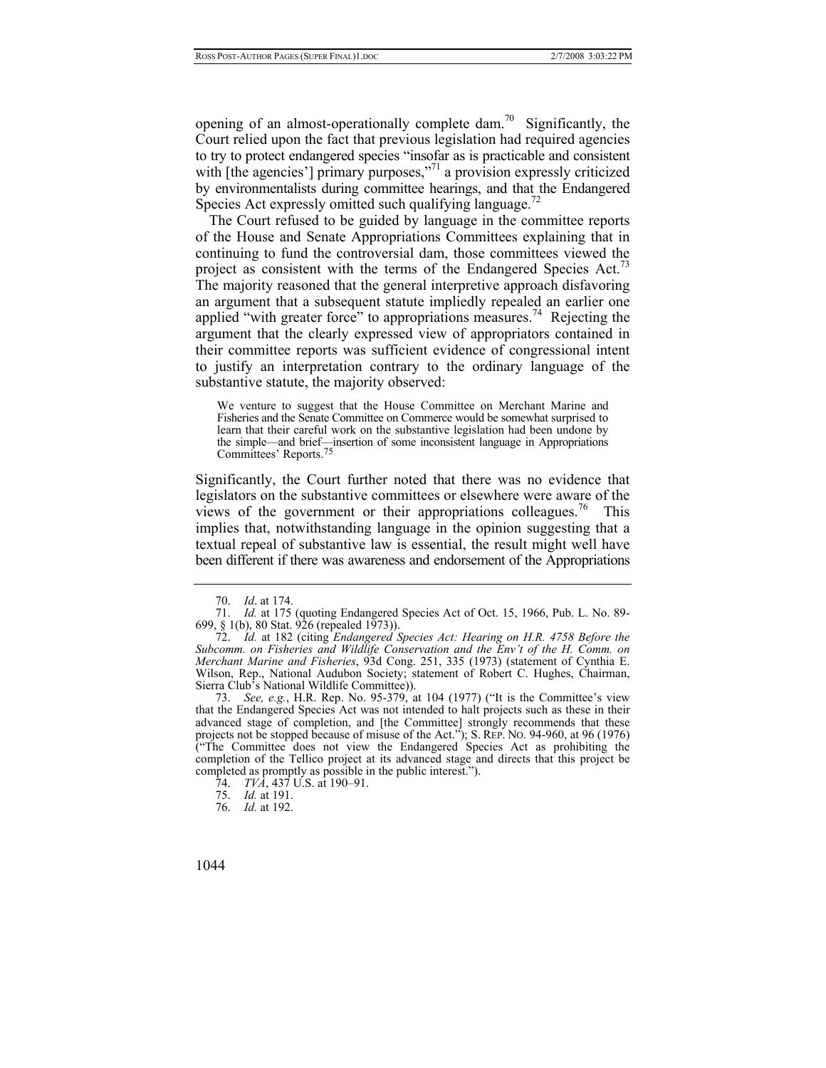opening of an almost-operationally complete dam.[70] Significantly, the Court relied upon the fact that previous legislation had required agencies to try to protect endangered species "insofar as is practicable and consistent with [the agencies'] primary purposes,"[71] a provision expressly criticized by environmentalists during committee hearings, and that the Endangered Species Act expressly omitted such qualifying language.[72]

The Court refused to be guided by language in the committee reports of the House and Senate Appropriations Committees explaining that in continuing to fund the controversial dam, those committees viewed the project as consistent with the terms of the Endangered Species Act.[73] The majority reasoned that the general interpretive approach disfavoring an argument that a subsequent statute impliedly repealed an earlier one applied "with greater force" to appropriations measures.[74] Rejecting the argument that the clearly expressed view of appropriators contained in their committee reports was sufficient evidence of congressional intent to justify an interpretation contrary to the ordinary language of the substantive statute, the majority observed:

> We venture to suggest that the House Committee on Merchant Marine and Fisheries and the Senate Committee on Commerce would be somewhat surprised to learn that their careful work on the substantive legislation had been undone by the simple—and brief—insertion of some inconsistent language in Appropriations Committees' Reports.[75]

Significantly, the Court further noted that there was no evidence that legislators on the substantive committees or elsewhere were aware of the views of the government or their appropriations colleagues.[76] This implies that, notwithstanding language in the opinion suggesting that a textual repeal of substantive law is essential, the result might well have been different if there was awareness and endorsement of the Appropriations

---

70. *Id*. at 174.

71. *Id.* at 175 (quoting Endangered Species Act of Oct. 15, 1966, Pub. L. No. 89-699, § 1(b), 80 Stat. 926 (repealed 1973)).

72. *Id.* at 182 (citing *Endangered Species Act: Hearing on H.R. 4758 Before the Subcomm. on Fisheries and Wildlife Conservation and the Env't of the H. Comm. on Merchant Marine and Fisheries*, 93d Cong. 251, 335 (1973) (statement of Cynthia E. Wilson, Rep., National Audubon Society; statement of Robert C. Hughes, Chairman, Sierra Club's National Wildlife Committee)).

73. *See, e.g.*, H.R. Rep. No. 95-379, at 104 (1977) ("It is the Committee's view that the Endangered Species Act was not intended to halt projects such as these in their advanced stage of completion, and [the Committee] strongly recommends that these projects not be stopped because of misuse of the Act."); S. REP. NO. 94-960, at 96 (1976) ("The Committee does not view the Endangered Species Act as prohibiting the completion of the Tellico project at its advanced stage and directs that this project be completed as promptly as possible in the public interest.").

74. *TVA*, 437 U.S. at 190–91.

75. *Id.* at 191.

76. *Id.* at 192.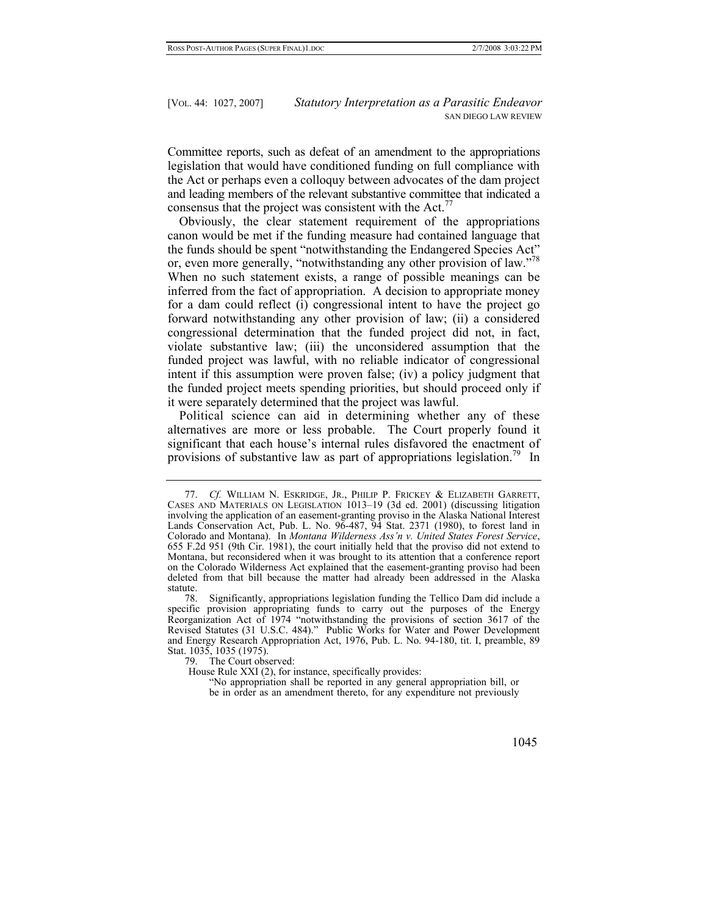Committee reports, such as defeat of an amendment to the appropriations legislation that would have conditioned funding on full compliance with the Act or perhaps even a colloquy between advocates of the dam project and leading members of the relevant substantive committee that indicated a consensus that the project was consistent with the Act.[77]

Obviously, the clear statement requirement of the appropriations canon would be met if the funding measure had contained language that the funds should be spent "notwithstanding the Endangered Species Act" or, even more generally, "notwithstanding any other provision of law."[78] When no such statement exists, a range of possible meanings can be inferred from the fact of appropriation. A decision to appropriate money for a dam could reflect (i) congressional intent to have the project go forward notwithstanding any other provision of law; (ii) a considered congressional determination that the funded project did not, in fact, violate substantive law; (iii) the unconsidered assumption that the funded project was lawful, with no reliable indicator of congressional intent if this assumption were proven false; (iv) a policy judgment that the funded project meets spending priorities, but should proceed only if it were separately determined that the project was lawful.

Political science can aid in determining whether any of these alternatives are more or less probable. The Court properly found it significant that each house's internal rules disfavored the enactment of provisions of substantive law as part of appropriations legislation.[79] In

---

77. *Cf.* WILLIAM N. ESKRIDGE, JR., PHILIP P. FRICKEY & ELIZABETH GARRETT, CASES AND MATERIALS ON LEGISLATION 1013–19 (3d ed. 2001) (discussing litigation involving the application of an easement-granting proviso in the Alaska National Interest Lands Conservation Act, Pub. L. No. 96-487, 94 Stat. 2371 (1980), to forest land in Colorado and Montana). In *Montana Wilderness Ass'n v. United States Forest Service*, 655 F.2d 951 (9th Cir. 1981), the court initially held that the proviso did not extend to Montana, but reconsidered when it was brought to its attention that a conference report on the Colorado Wilderness Act explained that the easement-granting proviso had been deleted from that bill because the matter had already been addressed in the Alaska statute.

78. Significantly, appropriations legislation funding the Tellico Dam did include a specific provision appropriating funds to carry out the purposes of the Energy Reorganization Act of 1974 "notwithstanding the provisions of section 3617 of the Revised Statutes (31 U.S.C. 484)." Public Works for Water and Power Development and Energy Research Appropriation Act, 1976, Pub. L. No. 94-180, tit. I, preamble, 89 Stat. 1035, 1035 (1975).

79. The Court observed:

House Rule XXI (2), for instance, specifically provides:

> "No appropriation shall be reported in any general appropriation bill, or be in order as an amendment thereto, for any expenditure not previously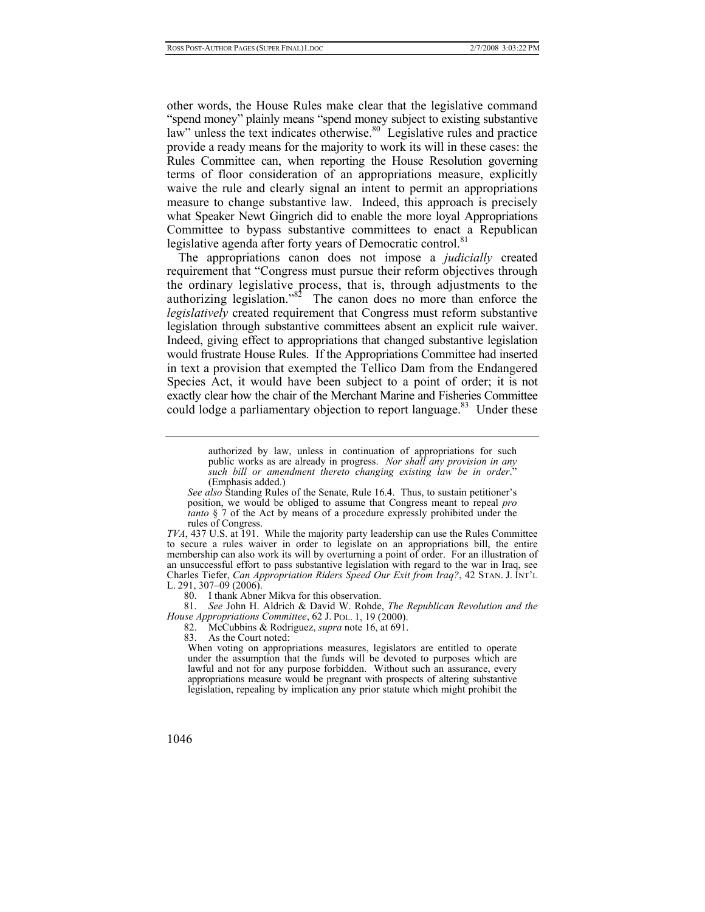other words, the House Rules make clear that the legislative command "spend money" plainly means "spend money subject to existing substantive law" unless the text indicates otherwise.[80] Legislative rules and practice provide a ready means for the majority to work its will in these cases: the Rules Committee can, when reporting the House Resolution governing terms of floor consideration of an appropriations measure, explicitly waive the rule and clearly signal an intent to permit an appropriations measure to change substantive law. Indeed, this approach is precisely what Speaker Newt Gingrich did to enable the more loyal Appropriations Committee to bypass substantive committees to enact a Republican legislative agenda after forty years of Democratic control.[81]

The appropriations canon does not impose a *judicially* created requirement that "Congress must pursue their reform objectives through the ordinary legislative process, that is, through adjustments to the authorizing legislation."[82] The canon does no more than enforce the *legislatively* created requirement that Congress must reform substantive legislation through substantive committees absent an explicit rule waiver. Indeed, giving effect to appropriations that changed substantive legislation would frustrate House Rules. If the Appropriations Committee had inserted in text a provision that exempted the Tellico Dam from the Endangered Species Act, it would have been subject to a point of order; it is not exactly clear how the chair of the Merchant Marine and Fisheries Committee could lodge a parliamentary objection to report language.[83] Under these

---

> authorized by law, unless in continuation of appropriations for such public works as are already in progress. *Nor shall any provision in any such bill or amendment thereto changing existing law be in order*." (Emphasis added.)

> *See also* Standing Rules of the Senate, Rule 16.4. Thus, to sustain petitioner's position, we would be obliged to assume that Congress meant to repeal *pro tanto* § 7 of the Act by means of a procedure expressly prohibited under the rules of Congress.

*TVA*, 437 U.S. at 191. While the majority party leadership can use the Rules Committee to secure a rules waiver in order to legislate on an appropriations bill, the entire membership can also work its will by overturning a point of order. For an illustration of an unsuccessful effort to pass substantive legislation with regard to the war in Iraq, see Charles Tiefer, *Can Appropriation Riders Speed Our Exit from Iraq?*, 42 STAN. J. INT'L L. 291, 307–09 (2006).

80. I thank Abner Mikva for this observation.

81. *See* John H. Aldrich & David W. Rohde, *The Republican Revolution and the House Appropriations Committee*, 62 J. POL. 1, 19 (2000).

82. McCubbins & Rodriguez, *supra* note 16, at 691.

83. As the Court noted:

> When voting on appropriations measures, legislators are entitled to operate under the assumption that the funds will be devoted to purposes which are lawful and not for any purpose forbidden. Without such an assurance, every appropriations measure would be pregnant with prospects of altering substantive legislation, repealing by implication any prior statute which might prohibit the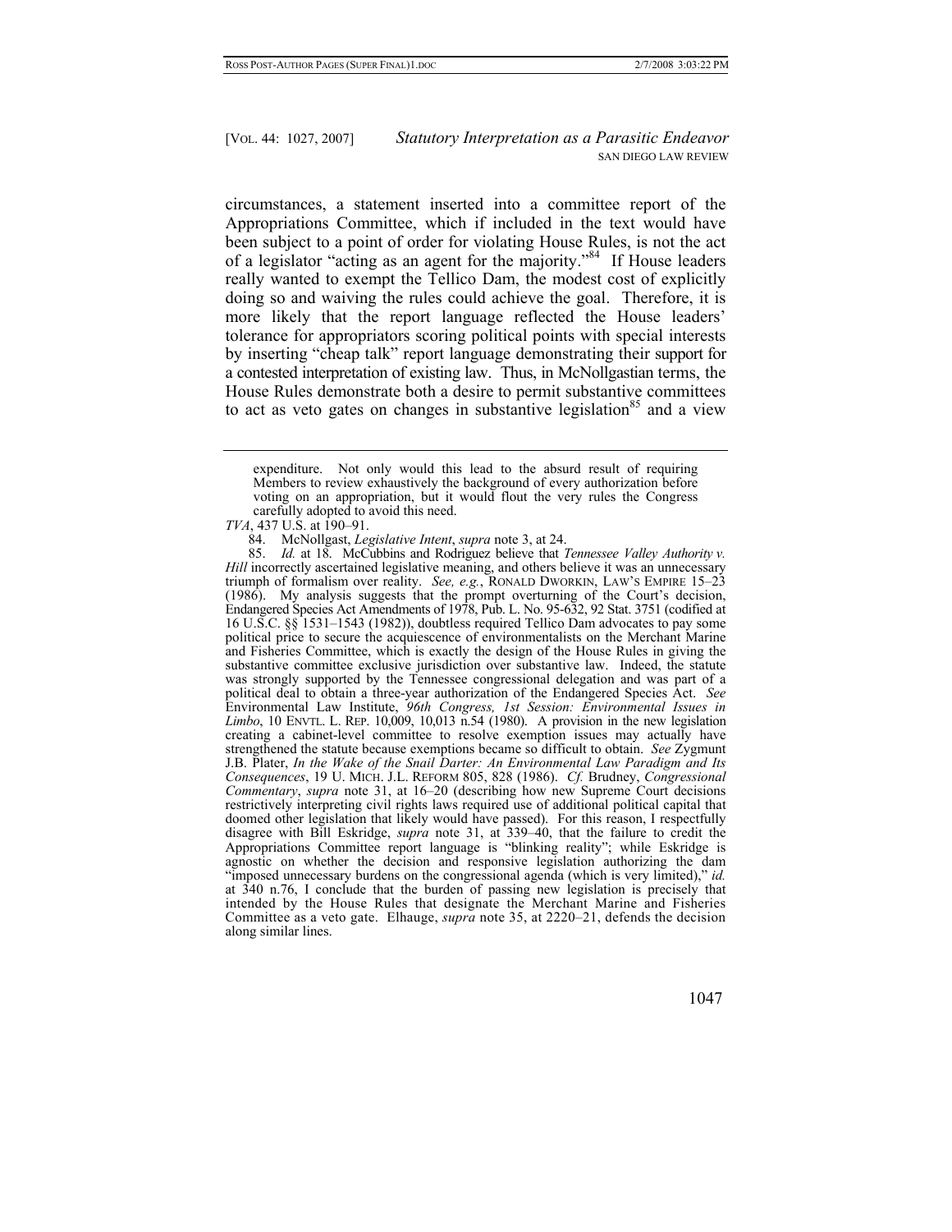circumstances, a statement inserted into a committee report of the Appropriations Committee, which if included in the text would have been subject to a point of order for violating House Rules, is not the act of a legislator "acting as an agent for the majority."[84] If House leaders really wanted to exempt the Tellico Dam, the modest cost of explicitly doing so and waiving the rules could achieve the goal. Therefore, it is more likely that the report language reflected the House leaders' tolerance for appropriators scoring political points with special interests by inserting "cheap talk" report language demonstrating their support for a contested interpretation of existing law. Thus, in McNollgastian terms, the House Rules demonstrate both a desire to permit substantive committees to act as veto gates on changes in substantive legislation[85] and a view

> expenditure. Not only would this lead to the absurd result of requiring Members to review exhaustively the background of every authorization before voting on an appropriation, but it would flout the very rules the Congress carefully adopted to avoid this need.

*TVA*, 437 U.S. at 190–91.

84. McNollgast, *Legislative Intent*, *supra* note 3, at 24.

85. *Id.* at 18. McCubbins and Rodriguez believe that *Tennessee Valley Authority v. Hill* incorrectly ascertained legislative meaning, and others believe it was an unnecessary triumph of formalism over reality. *See, e.g.*, RONALD DWORKIN, LAW'S EMPIRE 15–23 (1986). My analysis suggests that the prompt overturning of the Court's decision, Endangered Species Act Amendments of 1978, Pub. L. No. 95-632, 92 Stat. 3751 (codified at 16 U.S.C. §§ 1531–1543 (1982)), doubtless required Tellico Dam advocates to pay some political price to secure the acquiescence of environmentalists on the Merchant Marine and Fisheries Committee, which is exactly the design of the House Rules in giving the substantive committee exclusive jurisdiction over substantive law. Indeed, the statute was strongly supported by the Tennessee congressional delegation and was part of a political deal to obtain a three-year authorization of the Endangered Species Act. *See* Environmental Law Institute, *96th Congress, 1st Session: Environmental Issues in Limbo*, 10 ENVTL. L. REP. 10,009, 10,013 n.54 (1980). A provision in the new legislation creating a cabinet-level committee to resolve exemption issues may actually have strengthened the statute because exemptions became so difficult to obtain. *See* Zygmunt J.B. Plater, *In the Wake of the Snail Darter: An Environmental Law Paradigm and Its Consequences*, 19 U. MICH. J.L. REFORM 805, 828 (1986). *Cf.* Brudney, *Congressional Commentary*, *supra* note 31, at 16–20 (describing how new Supreme Court decisions restrictively interpreting civil rights laws required use of additional political capital that doomed other legislation that likely would have passed). For this reason, I respectfully disagree with Bill Eskridge, *supra* note 31, at 339–40, that the failure to credit the Appropriations Committee report language is "blinking reality"; while Eskridge is agnostic on whether the decision and responsive legislation authorizing the dam "imposed unnecessary burdens on the congressional agenda (which is very limited)," *id.* at 340 n.76, I conclude that the burden of passing new legislation is precisely that intended by the House Rules that designate the Merchant Marine and Fisheries Committee as a veto gate. Elhauge, *supra* note 35, at 2220–21, defends the decision along similar lines.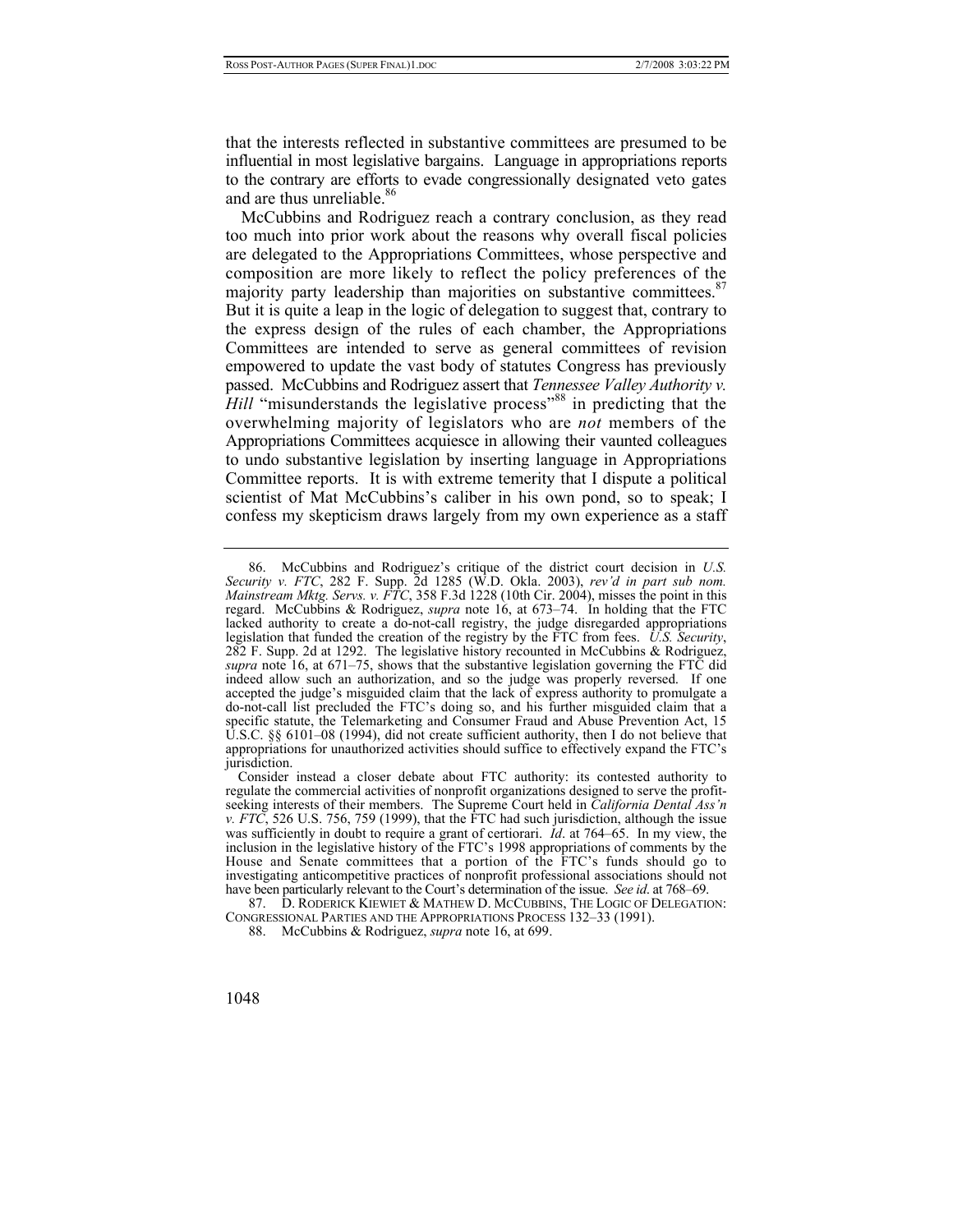that the interests reflected in substantive committees are presumed to be influential in most legislative bargains. Language in appropriations reports to the contrary are efforts to evade congressionally designated veto gates and are thus unreliable.[86]

McCubbins and Rodriguez reach a contrary conclusion, as they read too much into prior work about the reasons why overall fiscal policies are delegated to the Appropriations Committees, whose perspective and composition are more likely to reflect the policy preferences of the majority party leadership than majorities on substantive committees.[87] But it is quite a leap in the logic of delegation to suggest that, contrary to the express design of the rules of each chamber, the Appropriations Committees are intended to serve as general committees of revision empowered to update the vast body of statutes Congress has previously passed. McCubbins and Rodriguez assert that *Tennessee Valley Authority v. Hill* "misunderstands the legislative process"[88] in predicting that the overwhelming majority of legislators who are *not* members of the Appropriations Committees acquiesce in allowing their vaunted colleagues to undo substantive legislation by inserting language in Appropriations Committee reports. It is with extreme temerity that I dispute a political scientist of Mat McCubbins's caliber in his own pond, so to speak; I confess my skepticism draws largely from my own experience as a staff

---

86. McCubbins and Rodriguez's critique of the district court decision in *U.S. Security v. FTC*, 282 F. Supp. 2d 1285 (W.D. Okla. 2003), *rev'd in part sub nom. Mainstream Mktg. Servs. v. FTC*, 358 F.3d 1228 (10th Cir. 2004), misses the point in this regard. McCubbins & Rodriguez, *supra* note 16, at 673–74. In holding that the FTC lacked authority to create a do-not-call registry, the judge disregarded appropriations legislation that funded the creation of the registry by the FTC from fees. *U.S. Security*, 282 F. Supp. 2d at 1292. The legislative history recounted in McCubbins & Rodriguez, *supra* note 16, at 671–75, shows that the substantive legislation governing the FTC did indeed allow such an authorization, and so the judge was properly reversed. If one accepted the judge's misguided claim that the lack of express authority to promulgate a do-not-call list precluded the FTC's doing so, and his further misguided claim that a specific statute, the Telemarketing and Consumer Fraud and Abuse Prevention Act, 15 U.S.C. §§ 6101–08 (1994), did not create sufficient authority, then I do not believe that appropriations for unauthorized activities should suffice to effectively expand the FTC's jurisdiction.

Consider instead a closer debate about FTC authority: its contested authority to regulate the commercial activities of nonprofit organizations designed to serve the profit-seeking interests of their members. The Supreme Court held in *California Dental Ass'n v. FTC*, 526 U.S. 756, 759 (1999), that the FTC had such jurisdiction, although the issue was sufficiently in doubt to require a grant of certiorari. *Id*. at 764–65. In my view, the inclusion in the legislative history of the FTC's 1998 appropriations of comments by the House and Senate committees that a portion of the FTC's funds should go to investigating anticompetitive practices of nonprofit professional associations should not have been particularly relevant to the Court's determination of the issue. *See id*. at 768–69.

87. D. RODERICK KIEWIET & MATHEW D. MCCUBBINS, THE LOGIC OF DELEGATION: CONGRESSIONAL PARTIES AND THE APPROPRIATIONS PROCESS 132–33 (1991).

88. McCubbins & Rodriguez, *supra* note 16, at 699.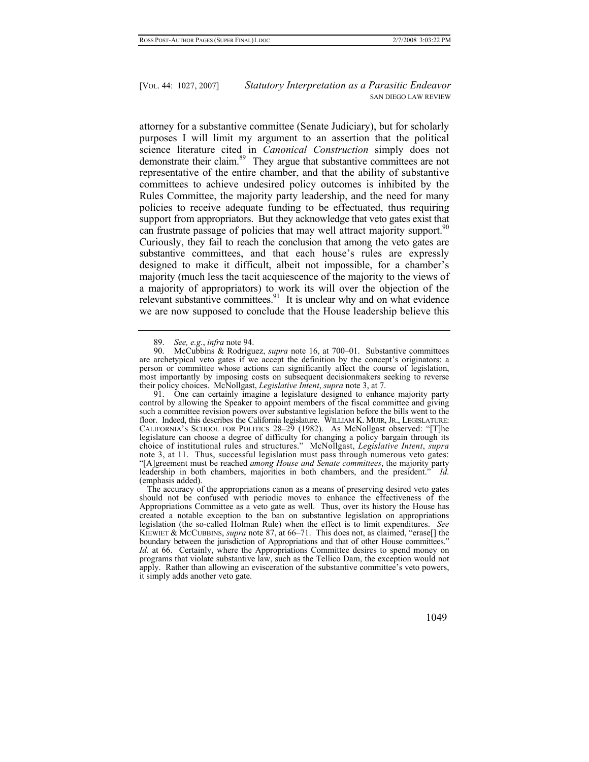attorney for a substantive committee (Senate Judiciary), but for scholarly purposes I will limit my argument to an assertion that the political science literature cited in *Canonical Construction* simply does not demonstrate their claim.[89] They argue that substantive committees are not representative of the entire chamber, and that the ability of substantive committees to achieve undesired policy outcomes is inhibited by the Rules Committee, the majority party leadership, and the need for many policies to receive adequate funding to be effectuated, thus requiring support from appropriators. But they acknowledge that veto gates exist that can frustrate passage of policies that may well attract majority support.[90] Curiously, they fail to reach the conclusion that among the veto gates are substantive committees, and that each house's rules are expressly designed to make it difficult, albeit not impossible, for a chamber's majority (much less the tacit acquiescence of the majority to the views of a majority of appropriators) to work its will over the objection of the relevant substantive committees.[91] It is unclear why and on what evidence we are now supposed to conclude that the House leadership believe this

---

89. *See, e.g.*, *infra* note 94.

90. McCubbins & Rodriguez, *supra* note 16, at 700–01. Substantive committees are archetypical veto gates if we accept the definition by the concept's originators: a person or committee whose actions can significantly affect the course of legislation, most importantly by imposing costs on subsequent decisionmakers seeking to reverse their policy choices. McNollgast, *Legislative Intent*, *supra* note 3, at 7.

91. One can certainly imagine a legislature designed to enhance majority party control by allowing the Speaker to appoint members of the fiscal committee and giving such a committee revision powers over substantive legislation before the bills went to the floor. Indeed, this describes the California legislature. WILLIAM K. MUIR, JR., LEGISLATURE: CALIFORNIA'S SCHOOL FOR POLITICS 28–29 (1982). As McNollgast observed: "[T]he legislature can choose a degree of difficulty for changing a policy bargain through its choice of institutional rules and structures." McNollgast, *Legislative Intent*, *supra* note 3, at 11. Thus, successful legislation must pass through numerous veto gates: "[A]greement must be reached *among House and Senate committees*, the majority party leadership in both chambers, majorities in both chambers, and the president." *Id*. (emphasis added).

The accuracy of the appropriations canon as a means of preserving desired veto gates should not be confused with periodic moves to enhance the effectiveness of the Appropriations Committee as a veto gate as well. Thus, over its history the House has created a notable exception to the ban on substantive legislation on appropriations legislation (the so-called Holman Rule) when the effect is to limit expenditures. *See* KIEWIET & MCCUBBINS, *supra* note 87, at 66–71. This does not, as claimed, "erase[] the boundary between the jurisdiction of Appropriations and that of other House committees." *Id*. at 66. Certainly, where the Appropriations Committee desires to spend money on programs that violate substantive law, such as the Tellico Dam, the exception would not apply. Rather than allowing an evisceration of the substantive committee's veto powers, it simply adds another veto gate.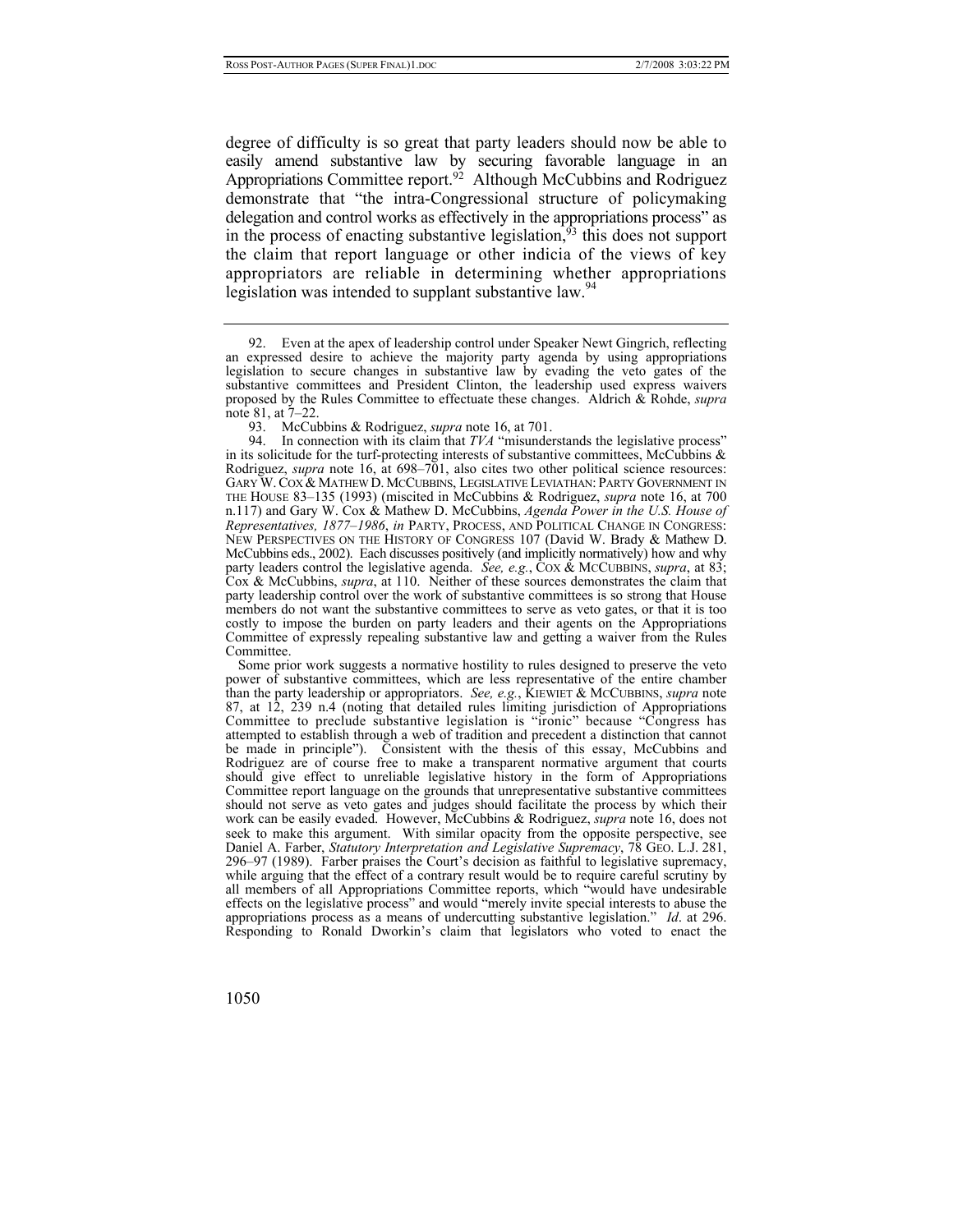degree of difficulty is so great that party leaders should now be able to easily amend substantive law by securing favorable language in an Appropriations Committee report.[92] Although McCubbins and Rodriguez demonstrate that "the intra-Congressional structure of policymaking delegation and control works as effectively in the appropriations process" as in the process of enacting substantive legislation,[93] this does not support the claim that report language or other indicia of the views of key appropriators are reliable in determining whether appropriations legislation was intended to supplant substantive law.[94]

---

92. Even at the apex of leadership control under Speaker Newt Gingrich, reflecting an expressed desire to achieve the majority party agenda by using appropriations legislation to secure changes in substantive law by evading the veto gates of the substantive committees and President Clinton, the leadership used express waivers proposed by the Rules Committee to effectuate these changes. Aldrich & Rohde, *supra* note 81, at 7–22.

93. McCubbins & Rodriguez, *supra* note 16, at 701.

94. In connection with its claim that *TVA* "misunderstands the legislative process" in its solicitude for the turf-protecting interests of substantive committees, McCubbins & Rodriguez, *supra* note 16, at 698–701, also cites two other political science resources: GARY W. COX & MATHEW D. MCCUBBINS, LEGISLATIVE LEVIATHAN: PARTY GOVERNMENT IN THE HOUSE 83–135 (1993) (miscited in McCubbins & Rodriguez, *supra* note 16, at 700 n.117) and Gary W. Cox & Mathew D. McCubbins, *Agenda Power in the U.S. House of Representatives, 1877–1986*, *in* PARTY, PROCESS, AND POLITICAL CHANGE IN CONGRESS: NEW PERSPECTIVES ON THE HISTORY OF CONGRESS 107 (David W. Brady & Mathew D. McCubbins eds., 2002). Each discusses positively (and implicitly normatively) how and why party leaders control the legislative agenda. *See, e.g.*, COX & MCCUBBINS, *supra*, at 83; Cox & McCubbins, *supra*, at 110. Neither of these sources demonstrates the claim that party leadership control over the work of substantive committees is so strong that House members do not want the substantive committees to serve as veto gates, or that it is too costly to impose the burden on party leaders and their agents on the Appropriations Committee of expressly repealing substantive law and getting a waiver from the Rules Committee.

Some prior work suggests a normative hostility to rules designed to preserve the veto power of substantive committees, which are less representative of the entire chamber than the party leadership or appropriators. *See, e.g.*, KIEWIET & MCCUBBINS, *supra* note 87, at 12, 239 n.4 (noting that detailed rules limiting jurisdiction of Appropriations Committee to preclude substantive legislation is "ironic" because "Congress has attempted to establish through a web of tradition and precedent a distinction that cannot be made in principle"). Consistent with the thesis of this essay, McCubbins and Rodriguez are of course free to make a transparent normative argument that courts should give effect to unreliable legislative history in the form of Appropriations Committee report language on the grounds that unrepresentative substantive committees should not serve as veto gates and judges should facilitate the process by which their work can be easily evaded. However, McCubbins & Rodriguez, *supra* note 16, does not seek to make this argument. With similar opacity from the opposite perspective, see Daniel A. Farber, *Statutory Interpretation and Legislative Supremacy*, 78 GEO. L.J. 281, 296–97 (1989). Farber praises the Court's decision as faithful to legislative supremacy, while arguing that the effect of a contrary result would be to require careful scrutiny by all members of all Appropriations Committee reports, which "would have undesirable effects on the legislative process" and would "merely invite special interests to abuse the appropriations process as a means of undercutting substantive legislation." *Id*. at 296. Responding to Ronald Dworkin's claim that legislators who voted to enact the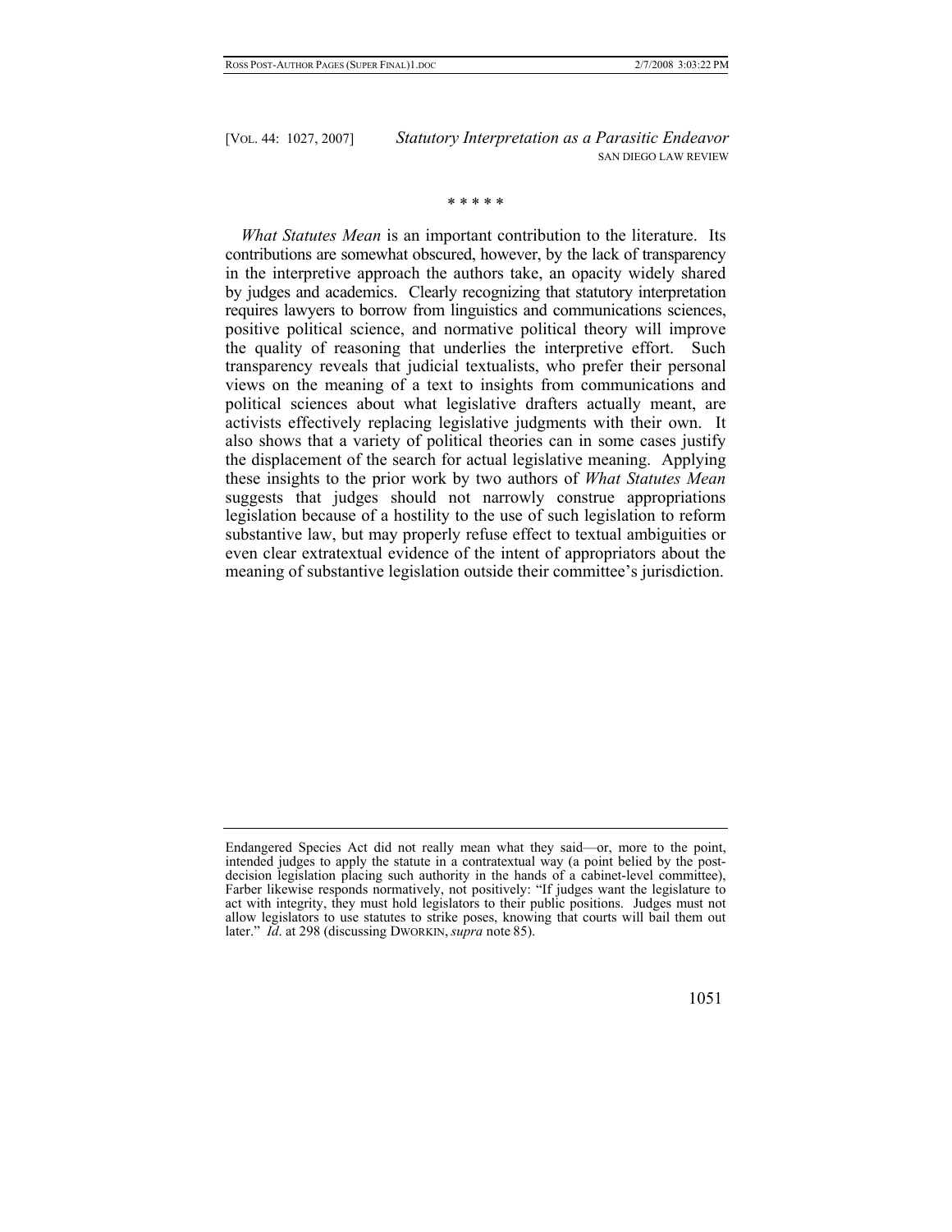\* \* \* \* \*

*What Statutes Mean* is an important contribution to the literature. Its contributions are somewhat obscured, however, by the lack of transparency in the interpretive approach the authors take, an opacity widely shared by judges and academics. Clearly recognizing that statutory interpretation requires lawyers to borrow from linguistics and communications sciences, positive political science, and normative political theory will improve the quality of reasoning that underlies the interpretive effort. Such transparency reveals that judicial textualists, who prefer their personal views on the meaning of a text to insights from communications and political sciences about what legislative drafters actually meant, are activists effectively replacing legislative judgments with their own. It also shows that a variety of political theories can in some cases justify the displacement of the search for actual legislative meaning. Applying these insights to the prior work by two authors of *What Statutes Mean* suggests that judges should not narrowly construe appropriations legislation because of a hostility to the use of such legislation to reform substantive law, but may properly refuse effect to textual ambiguities or even clear extratextual evidence of the intent of appropriators about the meaning of substantive legislation outside their committee's jurisdiction.

---

Endangered Species Act did not really mean what they said—or, more to the point, intended judges to apply the statute in a contratextual way (a point belied by the post-decision legislation placing such authority in the hands of a cabinet-level committee), Farber likewise responds normatively, not positively: "If judges want the legislature to act with integrity, they must hold legislators to their public positions. Judges must not allow legislators to use statutes to strike poses, knowing that courts will bail them out later." *Id*. at 298 (discussing DWORKIN, *supra* note 85).